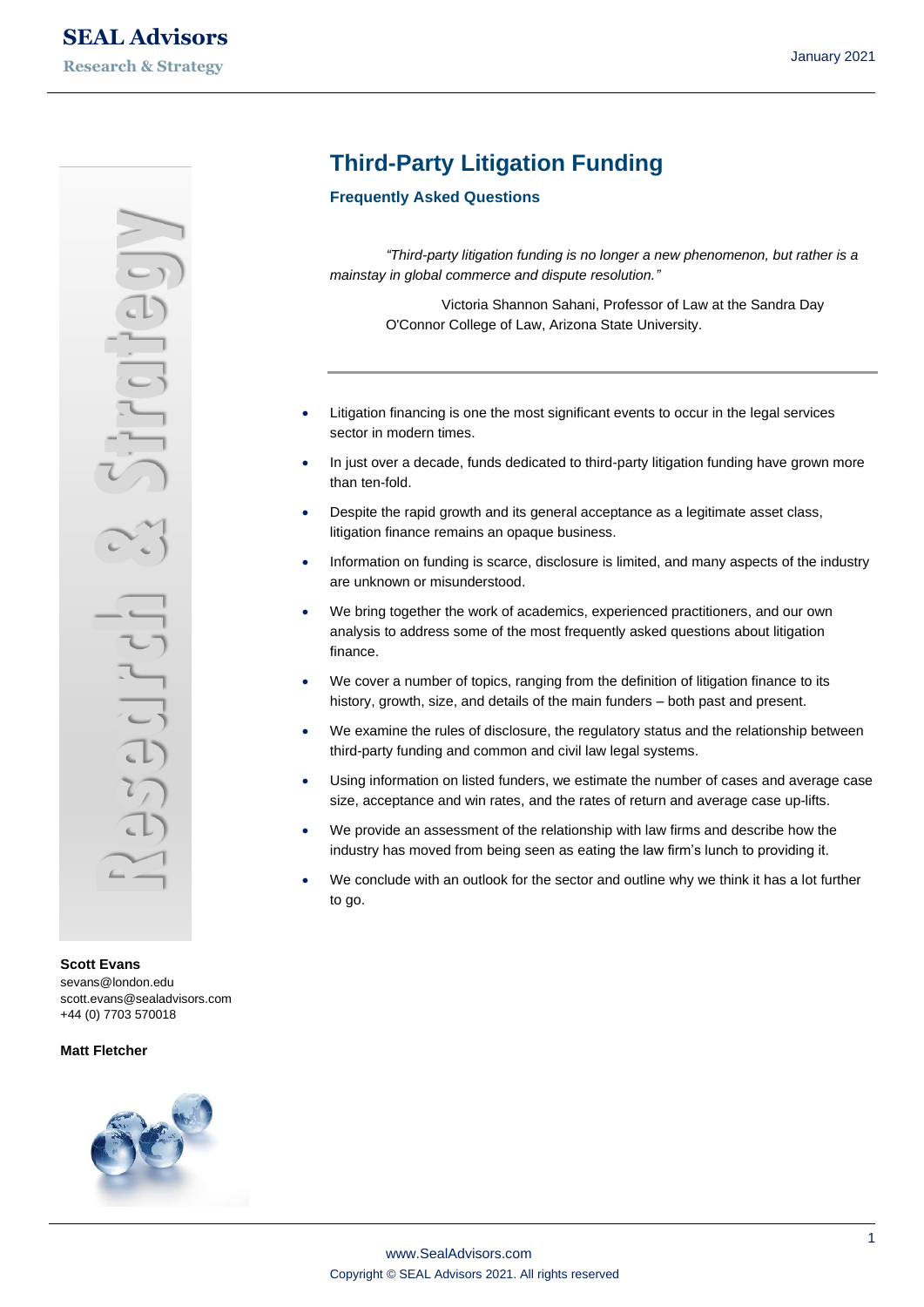# Third-Party Litigation Funding

## Frequently Asked Questions

> *"Third-party litigation funding is no longer a new phenomenon, but rather is a mainstay in global commerce and dispute resolution."*
>
> Victoria Shannon Sahani, Professor of Law at the Sandra Day O'Connor College of Law, Arizona State University.

- Litigation financing is one the most significant events to occur in the legal services sector in modern times.
- In just over a decade, funds dedicated to third-party litigation funding have grown more than ten-fold.
- Despite the rapid growth and its general acceptance as a legitimate asset class, litigation finance remains an opaque business.
- Information on funding is scarce, disclosure is limited, and many aspects of the industry are unknown or misunderstood.
- We bring together the work of academics, experienced practitioners, and our own analysis to address some of the most frequently asked questions about litigation finance.
- We cover a number of topics, ranging from the definition of litigation finance to its history, growth, size, and details of the main funders – both past and present.
- We examine the rules of disclosure, the regulatory status and the relationship between third-party funding and common and civil law legal systems.
- Using information on listed funders, we estimate the number of cases and average case size, acceptance and win rates, and the rates of return and average case up-lifts.
- We provide an assessment of the relationship with law firms and describe how the industry has moved from being seen as eating the law firm's lunch to providing it.
- We conclude with an outlook for the sector and outline why we think it has a lot further to go.

**Scott Evans**
sevans@london.edu
scott.evans@sealadvisors.com
+44 (0) 7703 570018

**Matt Fletcher**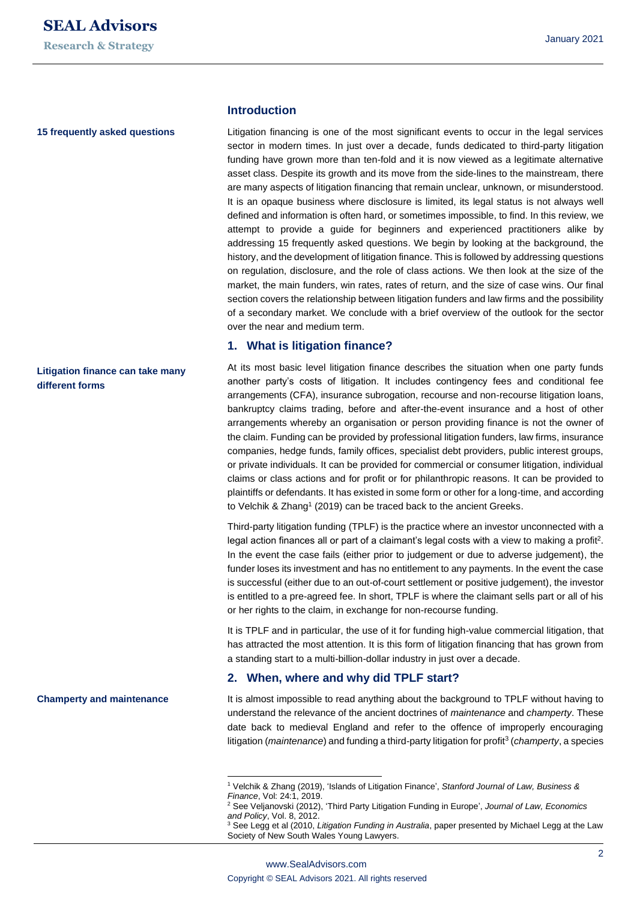## Introduction

**15 frequently asked questions**

Litigation financing is one of the most significant events to occur in the legal services sector in modern times. In just over a decade, funds dedicated to third-party litigation funding have grown more than ten-fold and it is now viewed as a legitimate alternative asset class. Despite its growth and its move from the side-lines to the mainstream, there are many aspects of litigation financing that remain unclear, unknown, or misunderstood. It is an opaque business where disclosure is limited, its legal status is not always well defined and information is often hard, or sometimes impossible, to find. In this review, we attempt to provide a guide for beginners and experienced practitioners alike by addressing 15 frequently asked questions. We begin by looking at the background, the history, and the development of litigation finance. This is followed by addressing questions on regulation, disclosure, and the role of class actions. We then look at the size of the market, the main funders, win rates, rates of return, and the size of case wins. Our final section covers the relationship between litigation funders and law firms and the possibility of a secondary market. We conclude with a brief overview of the outlook for the sector over the near and medium term.

## 1. What is litigation finance?

**Litigation finance can take many different forms**

At its most basic level litigation finance describes the situation when one party funds another party's costs of litigation. It includes contingency fees and conditional fee arrangements (CFA), insurance subrogation, recourse and non-recourse litigation loans, bankruptcy claims trading, before and after-the-event insurance and a host of other arrangements whereby an organisation or person providing finance is not the owner of the claim. Funding can be provided by professional litigation funders, law firms, insurance companies, hedge funds, family offices, specialist debt providers, public interest groups, or private individuals. It can be provided for commercial or consumer litigation, individual claims or class actions and for profit or for philanthropic reasons. It can be provided to plaintiffs or defendants. It has existed in some form or other for a long-time, and according to Velchik & Zhang[1] (2019) can be traced back to the ancient Greeks.

Third-party litigation funding (TPLF) is the practice where an investor unconnected with a legal action finances all or part of a claimant's legal costs with a view to making a profit[2]. In the event the case fails (either prior to judgement or due to adverse judgement), the funder loses its investment and has no entitlement to any payments. In the event the case is successful (either due to an out-of-court settlement or positive judgement), the investor is entitled to a pre-agreed fee. In short, TPLF is where the claimant sells part or all of his or her rights to the claim, in exchange for non-recourse funding.

It is TPLF and in particular, the use of it for funding high-value commercial litigation, that has attracted the most attention. It is this form of litigation financing that has grown from a standing start to a multi-billion-dollar industry in just over a decade.

## 2. When, where and why did TPLF start?

**Champerty and maintenance**

It is almost impossible to read anything about the background to TPLF without having to understand the relevance of the ancient doctrines of *maintenance* and *champerty*. These date back to medieval England and refer to the offence of improperly encouraging litigation (*maintenance*) and funding a third-party litigation for profit[3] (*champerty*, a species

---

[1] Velchik & Zhang (2019), 'Islands of Litigation Finance', *Stanford Journal of Law, Business & Finance*, Vol: 24:1, 2019.

[2] See Veljanovski (2012), 'Third Party Litigation Funding in Europe', *Journal of Law, Economics and Policy*, Vol. 8, 2012.

[3] See Legg et al (2010, *Litigation Funding in Australia*, paper presented by Michael Legg at the Law Society of New South Wales Young Lawyers.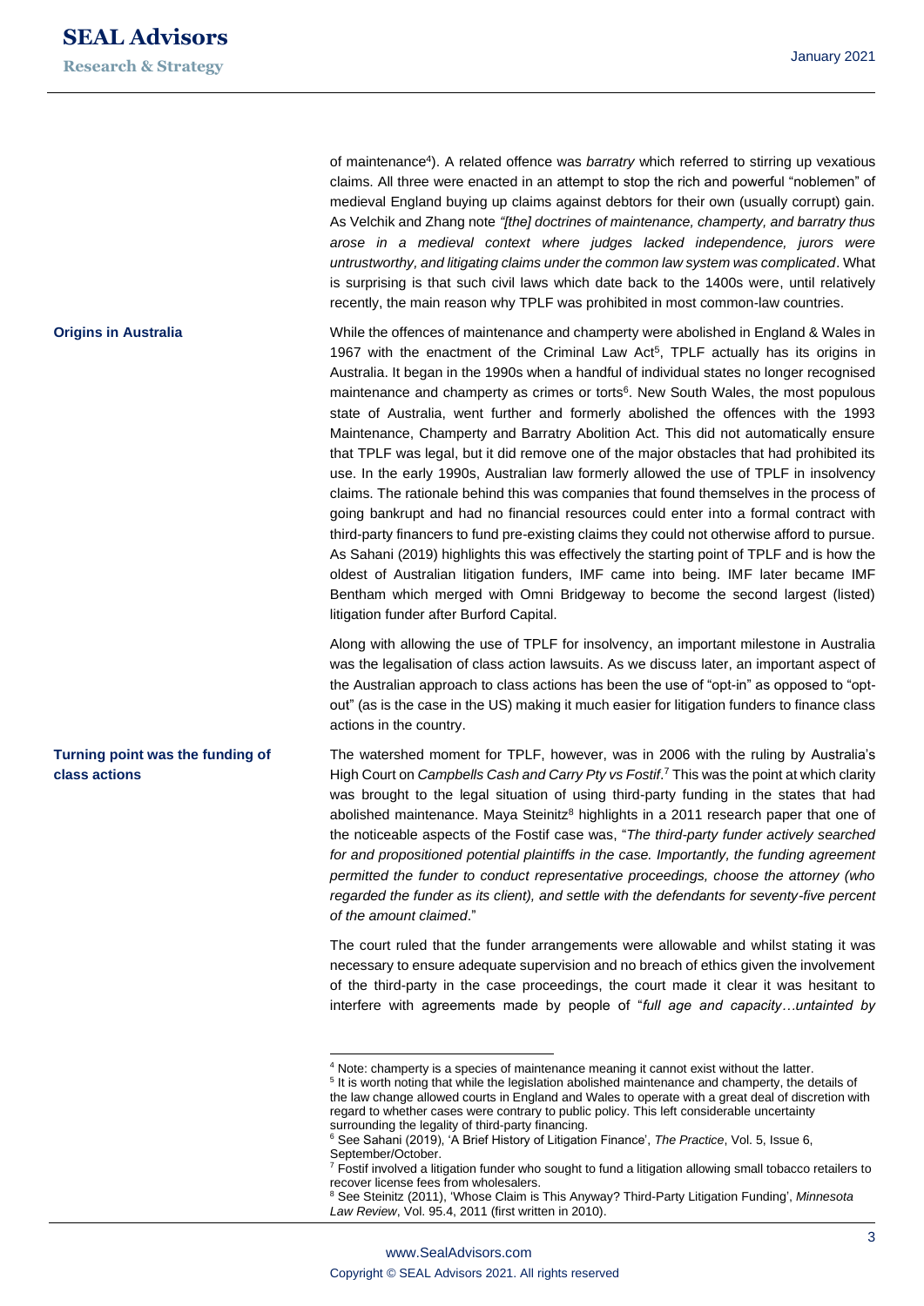of maintenance[4]). A related offence was *barratry* which referred to stirring up vexatious claims. All three were enacted in an attempt to stop the rich and powerful "noblemen" of medieval England buying up claims against debtors for their own (usually corrupt) gain. As Velchik and Zhang note *"[the] doctrines of maintenance, champerty, and barratry thus arose in a medieval context where judges lacked independence, jurors were untrustworthy, and litigating claims under the common law system was complicated*. What is surprising is that such civil laws which date back to the 1400s were, until relatively recently, the main reason why TPLF was prohibited in most common-law countries.

**Origins in Australia**

While the offences of maintenance and champerty were abolished in England & Wales in 1967 with the enactment of the Criminal Law Act[5], TPLF actually has its origins in Australia. It began in the 1990s when a handful of individual states no longer recognised maintenance and champerty as crimes or torts[6]. New South Wales, the most populous state of Australia, went further and formerly abolished the offences with the 1993 Maintenance, Champerty and Barratry Abolition Act. This did not automatically ensure that TPLF was legal, but it did remove one of the major obstacles that had prohibited its use. In the early 1990s, Australian law formerly allowed the use of TPLF in insolvency claims. The rationale behind this was companies that found themselves in the process of going bankrupt and had no financial resources could enter into a formal contract with third-party financers to fund pre-existing claims they could not otherwise afford to pursue. As Sahani (2019) highlights this was effectively the starting point of TPLF and is how the oldest of Australian litigation funders, IMF came into being. IMF later became IMF Bentham which merged with Omni Bridgeway to become the second largest (listed) litigation funder after Burford Capital.

Along with allowing the use of TPLF for insolvency, an important milestone in Australia was the legalisation of class action lawsuits. As we discuss later, an important aspect of the Australian approach to class actions has been the use of "opt-in" as opposed to "opt-out" (as is the case in the US) making it much easier for litigation funders to finance class actions in the country.

**Turning point was the funding of class actions**

The watershed moment for TPLF, however, was in 2006 with the ruling by Australia's High Court on *Campbells Cash and Carry Pty vs Fostif*.[7] This was the point at which clarity was brought to the legal situation of using third-party funding in the states that had abolished maintenance. Maya Steinitz[8] highlights in a 2011 research paper that one of the noticeable aspects of the Fostif case was, "*The third-party funder actively searched for and propositioned potential plaintiffs in the case. Importantly, the funding agreement permitted the funder to conduct representative proceedings, choose the attorney (who regarded the funder as its client), and settle with the defendants for seventy-five percent of the amount claimed*."

The court ruled that the funder arrangements were allowable and whilst stating it was necessary to ensure adequate supervision and no breach of ethics given the involvement of the third-party in the case proceedings, the court made it clear it was hesitant to interfere with agreements made by people of "*full age and capacity…untainted by*

---

[4] Note: champerty is a species of maintenance meaning it cannot exist without the latter.

[5] It is worth noting that while the legislation abolished maintenance and champerty, the details of the law change allowed courts in England and Wales to operate with a great deal of discretion with regard to whether cases were contrary to public policy. This left considerable uncertainty surrounding the legality of third-party financing.

[6] See Sahani (2019), 'A Brief History of Litigation Finance', *The Practice*, Vol. 5, Issue 6, September/October.

[7] Fostif involved a litigation funder who sought to fund a litigation allowing small tobacco retailers to recover license fees from wholesalers.

[8] See Steinitz (2011), 'Whose Claim is This Anyway? Third-Party Litigation Funding', *Minnesota Law Review*, Vol. 95.4, 2011 (first written in 2010).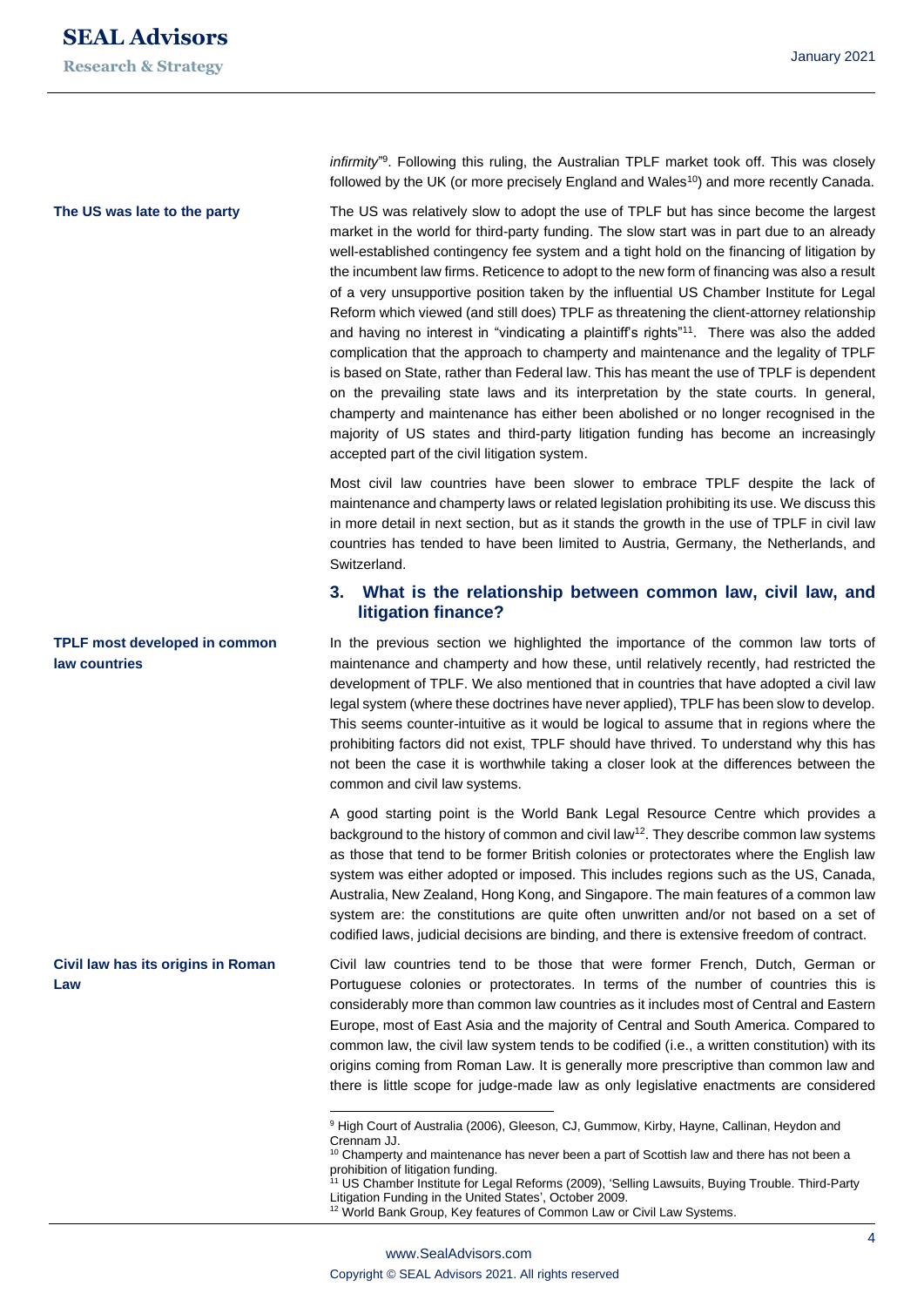*infirmity*"[9]. Following this ruling, the Australian TPLF market took off. This was closely followed by the UK (or more precisely England and Wales[10]) and more recently Canada.

**The US was late to the party**

The US was relatively slow to adopt the use of TPLF but has since become the largest market in the world for third-party funding. The slow start was in part due to an already well-established contingency fee system and a tight hold on the financing of litigation by the incumbent law firms. Reticence to adopt to the new form of financing was also a result of a very unsupportive position taken by the influential US Chamber Institute for Legal Reform which viewed (and still does) TPLF as threatening the client-attorney relationship and having no interest in "vindicating a plaintiff's rights"[11]. There was also the added complication that the approach to champerty and maintenance and the legality of TPLF is based on State, rather than Federal law. This has meant the use of TPLF is dependent on the prevailing state laws and its interpretation by the state courts. In general, champerty and maintenance has either been abolished or no longer recognised in the majority of US states and third-party litigation funding has become an increasingly accepted part of the civil litigation system.

Most civil law countries have been slower to embrace TPLF despite the lack of maintenance and champerty laws or related legislation prohibiting its use. We discuss this in more detail in next section, but as it stands the growth in the use of TPLF in civil law countries has tended to have been limited to Austria, Germany, the Netherlands, and Switzerland.

## 3. What is the relationship between common law, civil law, and litigation finance?

**TPLF most developed in common law countries**

In the previous section we highlighted the importance of the common law torts of maintenance and champerty and how these, until relatively recently, had restricted the development of TPLF. We also mentioned that in countries that have adopted a civil law legal system (where these doctrines have never applied), TPLF has been slow to develop. This seems counter-intuitive as it would be logical to assume that in regions where the prohibiting factors did not exist, TPLF should have thrived. To understand why this has not been the case it is worthwhile taking a closer look at the differences between the common and civil law systems.

A good starting point is the World Bank Legal Resource Centre which provides a background to the history of common and civil law[12]. They describe common law systems as those that tend to be former British colonies or protectorates where the English law system was either adopted or imposed. This includes regions such as the US, Canada, Australia, New Zealand, Hong Kong, and Singapore. The main features of a common law system are: the constitutions are quite often unwritten and/or not based on a set of codified laws, judicial decisions are binding, and there is extensive freedom of contract.

**Civil law has its origins in Roman Law**

Civil law countries tend to be those that were former French, Dutch, German or Portuguese colonies or protectorates. In terms of the number of countries this is considerably more than common law countries as it includes most of Central and Eastern Europe, most of East Asia and the majority of Central and South America. Compared to common law, the civil law system tends to be codified (i.e., a written constitution) with its origins coming from Roman Law. It is generally more prescriptive than common law and there is little scope for judge-made law as only legislative enactments are considered

---

[9] High Court of Australia (2006), Gleeson, CJ, Gummow, Kirby, Hayne, Callinan, Heydon and Crennam JJ.

[10] Champerty and maintenance has never been a part of Scottish law and there has not been a prohibition of litigation funding.

[11] US Chamber Institute for Legal Reforms (2009), 'Selling Lawsuits, Buying Trouble. Third-Party Litigation Funding in the United States', October 2009.

[12] World Bank Group, Key features of Common Law or Civil Law Systems.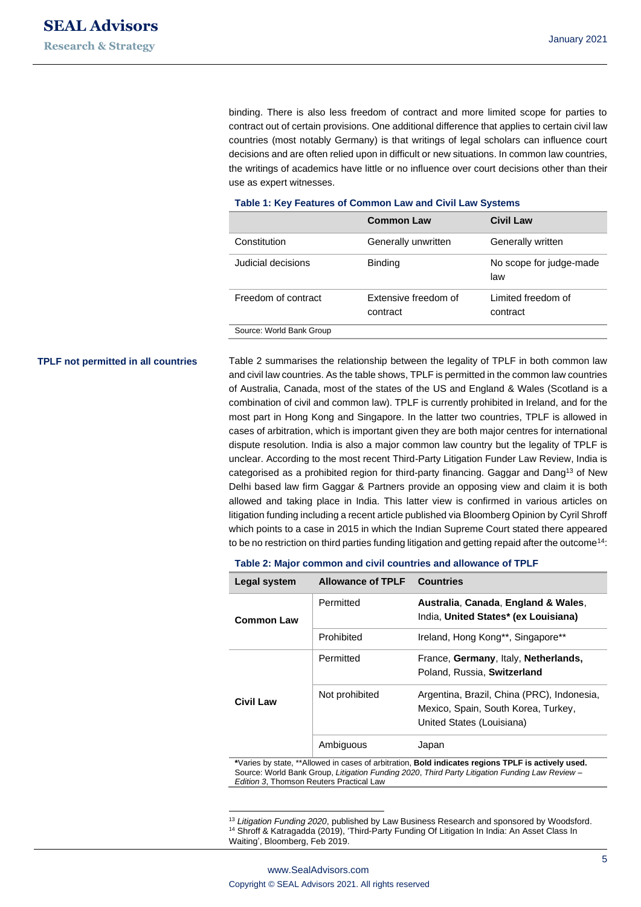binding. There is also less freedom of contract and more limited scope for parties to contract out of certain provisions. One additional difference that applies to certain civil law countries (most notably Germany) is that writings of legal scholars can influence court decisions and are often relied upon in difficult or new situations. In common law countries, the writings of academics have little or no influence over court decisions other than their use as expert witnesses.

**Table 1: Key Features of Common Law and Civil Law Systems**

| | Common Law | Civil Law |
|---|---|---|
| Constitution | Generally unwritten | Generally written |
| Judicial decisions | Binding | No scope for judge-made law |
| Freedom of contract | Extensive freedom of contract | Limited freedom of contract |

Source: World Bank Group

**TPLF not permitted in all countries**

Table 2 summarises the relationship between the legality of TPLF in both common law and civil law countries. As the table shows, TPLF is permitted in the common law countries of Australia, Canada, most of the states of the US and England & Wales (Scotland is a combination of civil and common law). TPLF is currently prohibited in Ireland, and for the most part in Hong Kong and Singapore. In the latter two countries, TPLF is allowed in cases of arbitration, which is important given they are both major centres for international dispute resolution. India is also a major common law country but the legality of TPLF is unclear. According to the most recent Third-Party Litigation Funder Law Review, India is categorised as a prohibited region for third-party financing. Gaggar and Dang[13] of New Delhi based law firm Gaggar & Partners provide an opposing view and claim it is both allowed and taking place in India. This latter view is confirmed in various articles on litigation funding including a recent article published via Bloomberg Opinion by Cyril Shroff which points to a case in 2015 in which the Indian Supreme Court stated there appeared to be no restriction on third parties funding litigation and getting repaid after the outcome[14]:

**Table 2: Major common and civil countries and allowance of TPLF**

| Legal system | Allowance of TPLF | Countries |
|---|---|---|
| **Common Law** | Permitted | **Australia**, **Canada**, **England & Wales**, India, **United States* (ex Louisiana)** |
| | Prohibited | Ireland, Hong Kong**, Singapore** |
| **Civil Law** | Permitted | France, **Germany**, Italy, **Netherlands,** Poland, Russia, **Switzerland** |
| | Not prohibited | Argentina, Brazil, China (PRC), Indonesia, Mexico, Spain, South Korea, Turkey, United States (Louisiana) |
| | Ambiguous | Japan |

***Varies by state, **Allowed in cases of arbitration, Bold indicates regions TPLF is actively used.**
Source: World Bank Group, *Litigation Funding 2020*, *Third Party Litigation Funding Law Review – Edition 3*, Thomson Reuters Practical Law

[13] *Litigation Funding 2020*, published by Law Business Research and sponsored by Woodsford.
[14] Shroff & Katragadda (2019), 'Third-Party Funding Of Litigation In India: An Asset Class In Waiting', Bloomberg, Feb 2019.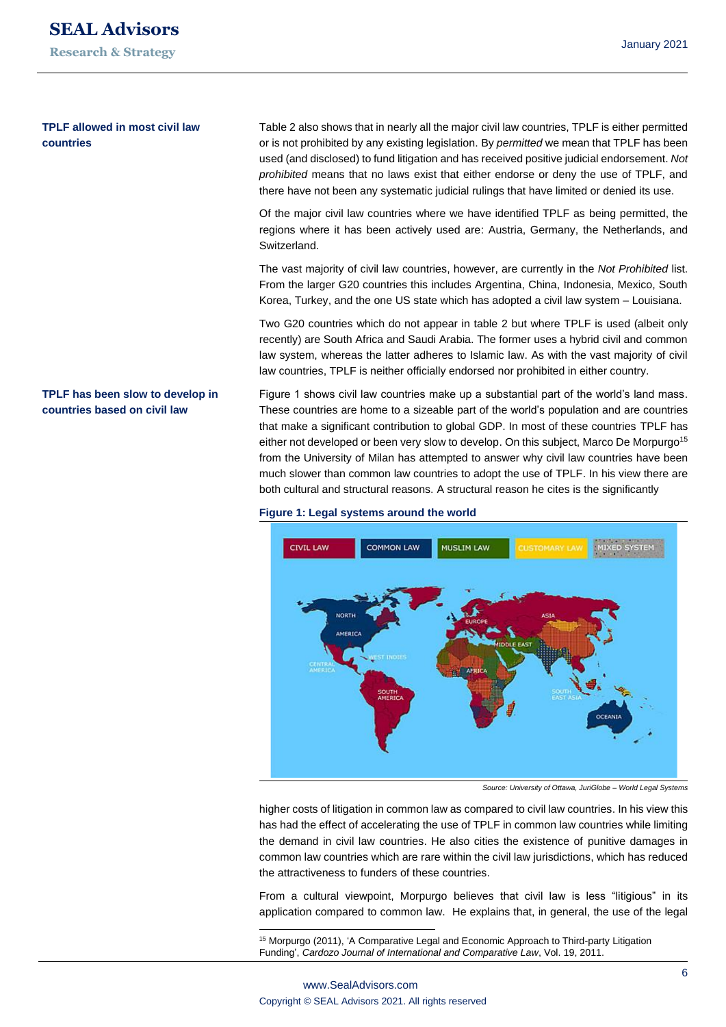**TPLF allowed in most civil law countries**

Table 2 also shows that in nearly all the major civil law countries, TPLF is either permitted or is not prohibited by any existing legislation. By *permitted* we mean that TPLF has been used (and disclosed) to fund litigation and has received positive judicial endorsement. *Not prohibited* means that no laws exist that either endorse or deny the use of TPLF, and there have not been any systematic judicial rulings that have limited or denied its use.

Of the major civil law countries where we have identified TPLF as being permitted, the regions where it has been actively used are: Austria, Germany, the Netherlands, and Switzerland.

The vast majority of civil law countries, however, are currently in the *Not Prohibited* list. From the larger G20 countries this includes Argentina, China, Indonesia, Mexico, South Korea, Turkey, and the one US state which has adopted a civil law system – Louisiana.

Two G20 countries which do not appear in table 2 but where TPLF is used (albeit only recently) are South Africa and Saudi Arabia. The former uses a hybrid civil and common law system, whereas the latter adheres to Islamic law. As with the vast majority of civil law countries, TPLF is neither officially endorsed nor prohibited in either country.

**TPLF has been slow to develop in countries based on civil law**

Figure 1 shows civil law countries make up a substantial part of the world's land mass. These countries are home to a sizeable part of the world's population and are countries that make a significant contribution to global GDP. In most of these countries TPLF has either not developed or been very slow to develop. On this subject, Marco De Morpurgo[15] from the University of Milan has attempted to answer why civil law countries have been much slower than common law countries to adopt the use of TPLF. In his view there are both cultural and structural reasons. A structural reason he cites is the significantly

**Figure 1: Legal systems around the world**

*Source: University of Ottawa, JuriGlobe – World Legal Systems*

higher costs of litigation in common law as compared to civil law countries. In his view this has had the effect of accelerating the use of TPLF in common law countries while limiting the demand in civil law countries. He also cities the existence of punitive damages in common law countries which are rare within the civil law jurisdictions, which has reduced the attractiveness to funders of these countries.

From a cultural viewpoint, Morpurgo believes that civil law is less "litigious" in its application compared to common law. He explains that, in general, the use of the legal

[15] Morpurgo (2011), 'A Comparative Legal and Economic Approach to Third-party Litigation Funding', *Cardozo Journal of International and Comparative Law*, Vol. 19, 2011.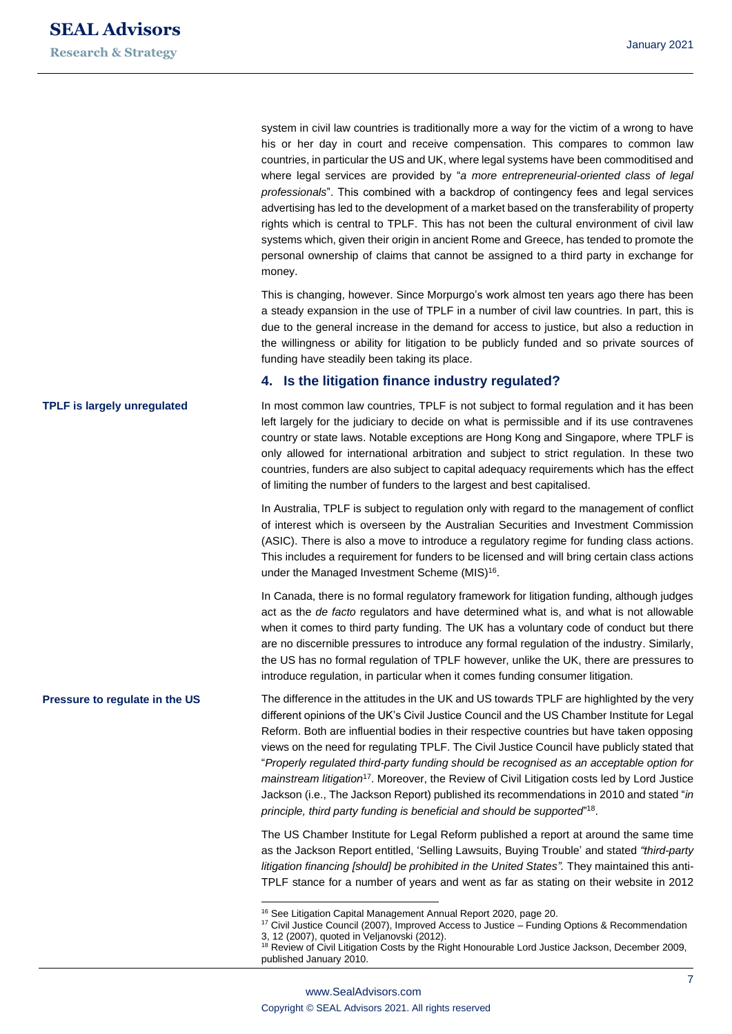system in civil law countries is traditionally more a way for the victim of a wrong to have his or her day in court and receive compensation. This compares to common law countries, in particular the US and UK, where legal systems have been commoditised and where legal services are provided by "*a more entrepreneurial-oriented class of legal professionals*". This combined with a backdrop of contingency fees and legal services advertising has led to the development of a market based on the transferability of property rights which is central to TPLF. This has not been the cultural environment of civil law systems which, given their origin in ancient Rome and Greece, has tended to promote the personal ownership of claims that cannot be assigned to a third party in exchange for money.

This is changing, however. Since Morpurgo's work almost ten years ago there has been a steady expansion in the use of TPLF in a number of civil law countries. In part, this is due to the general increase in the demand for access to justice, but also a reduction in the willingness or ability for litigation to be publicly funded and so private sources of funding have steadily been taking its place.

## 4. Is the litigation finance industry regulated?

**TPLF is largely unregulated**

In most common law countries, TPLF is not subject to formal regulation and it has been left largely for the judiciary to decide on what is permissible and if its use contravenes country or state laws. Notable exceptions are Hong Kong and Singapore, where TPLF is only allowed for international arbitration and subject to strict regulation. In these two countries, funders are also subject to capital adequacy requirements which has the effect of limiting the number of funders to the largest and best capitalised.

In Australia, TPLF is subject to regulation only with regard to the management of conflict of interest which is overseen by the Australian Securities and Investment Commission (ASIC). There is also a move to introduce a regulatory regime for funding class actions. This includes a requirement for funders to be licensed and will bring certain class actions under the Managed Investment Scheme (MIS)[16].

In Canada, there is no formal regulatory framework for litigation funding, although judges act as the *de facto* regulators and have determined what is, and what is not allowable when it comes to third party funding. The UK has a voluntary code of conduct but there are no discernible pressures to introduce any formal regulation of the industry. Similarly, the US has no formal regulation of TPLF however, unlike the UK, there are pressures to introduce regulation, in particular when it comes funding consumer litigation.

**Pressure to regulate in the US**

The difference in the attitudes in the UK and US towards TPLF are highlighted by the very different opinions of the UK's Civil Justice Council and the US Chamber Institute for Legal Reform. Both are influential bodies in their respective countries but have taken opposing views on the need for regulating TPLF. The Civil Justice Council have publicly stated that "*Properly regulated third-party funding should be recognised as an acceptable option for mainstream litigation*[17]. Moreover, the Review of Civil Litigation costs led by Lord Justice Jackson (i.e., The Jackson Report) published its recommendations in 2010 and stated "*in principle, third party funding is beneficial and should be supported*"[18].

The US Chamber Institute for Legal Reform published a report at around the same time as the Jackson Report entitled, 'Selling Lawsuits, Buying Trouble' and stated *"third-party litigation financing [should] be prohibited in the United States"*. They maintained this anti-TPLF stance for a number of years and went as far as stating on their website in 2012

[16] See Litigation Capital Management Annual Report 2020, page 20.

[17] Civil Justice Council (2007), Improved Access to Justice – Funding Options & Recommendation 3, 12 (2007), quoted in Veljanovski (2012).

[18] Review of Civil Litigation Costs by the Right Honourable Lord Justice Jackson, December 2009, published January 2010.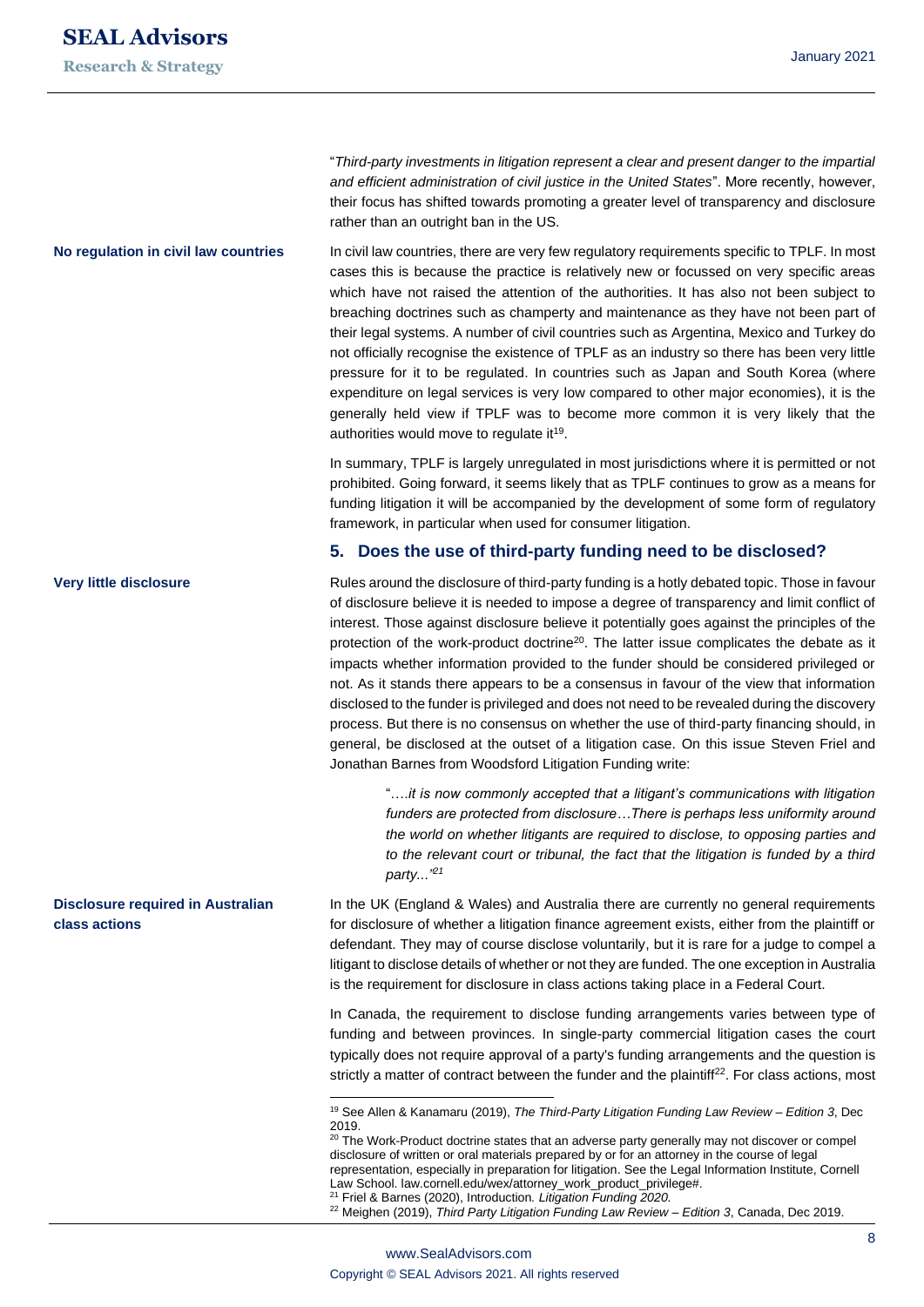"*Third-party investments in litigation represent a clear and present danger to the impartial and efficient administration of civil justice in the United States*". More recently, however, their focus has shifted towards promoting a greater level of transparency and disclosure rather than an outright ban in the US.

**No regulation in civil law countries**

In civil law countries, there are very few regulatory requirements specific to TPLF. In most cases this is because the practice is relatively new or focussed on very specific areas which have not raised the attention of the authorities. It has also not been subject to breaching doctrines such as champerty and maintenance as they have not been part of their legal systems. A number of civil countries such as Argentina, Mexico and Turkey do not officially recognise the existence of TPLF as an industry so there has been very little pressure for it to be regulated. In countries such as Japan and South Korea (where expenditure on legal services is very low compared to other major economies), it is the generally held view if TPLF was to become more common it is very likely that the authorities would move to regulate it[19].

In summary, TPLF is largely unregulated in most jurisdictions where it is permitted or not prohibited. Going forward, it seems likely that as TPLF continues to grow as a means for funding litigation it will be accompanied by the development of some form of regulatory framework, in particular when used for consumer litigation.

## 5. Does the use of third-party funding need to be disclosed?

**Very little disclosure**

Rules around the disclosure of third-party funding is a hotly debated topic. Those in favour of disclosure believe it is needed to impose a degree of transparency and limit conflict of interest. Those against disclosure believe it potentially goes against the principles of the protection of the work-product doctrine[20]. The latter issue complicates the debate as it impacts whether information provided to the funder should be considered privileged or not. As it stands there appears to be a consensus in favour of the view that information disclosed to the funder is privileged and does not need to be revealed during the discovery process. But there is no consensus on whether the use of third-party financing should, in general, be disclosed at the outset of a litigation case. On this issue Steven Friel and Jonathan Barnes from Woodsford Litigation Funding write:

> "*….it is now commonly accepted that a litigant's communications with litigation funders are protected from disclosure…There is perhaps less uniformity around the world on whether litigants are required to disclose, to opposing parties and to the relevant court or tribunal, the fact that the litigation is funded by a third party...*"[21]

**Disclosure required in Australian class actions**

In the UK (England & Wales) and Australia there are currently no general requirements for disclosure of whether a litigation finance agreement exists, either from the plaintiff or defendant. They may of course disclose voluntarily, but it is rare for a judge to compel a litigant to disclose details of whether or not they are funded. The one exception in Australia is the requirement for disclosure in class actions taking place in a Federal Court.

In Canada, the requirement to disclose funding arrangements varies between type of funding and between provinces. In single-party commercial litigation cases the court typically does not require approval of a party's funding arrangements and the question is strictly a matter of contract between the funder and the plaintiff[22]. For class actions, most

---

[19] See Allen & Kanamaru (2019), *The Third-Party Litigation Funding Law Review – Edition 3*, Dec 2019.

[20] The Work-Product doctrine states that an adverse party generally may not discover or compel disclosure of written or oral materials prepared by or for an attorney in the course of legal representation, especially in preparation for litigation. See the Legal Information Institute, Cornell Law School. law.cornell.edu/wex/attorney_work_product_privilege#.

[21] Friel & Barnes (2020), Introduction. *Litigation Funding 2020.*

[22] Meighen (2019), *Third Party Litigation Funding Law Review – Edition 3*, Canada, Dec 2019.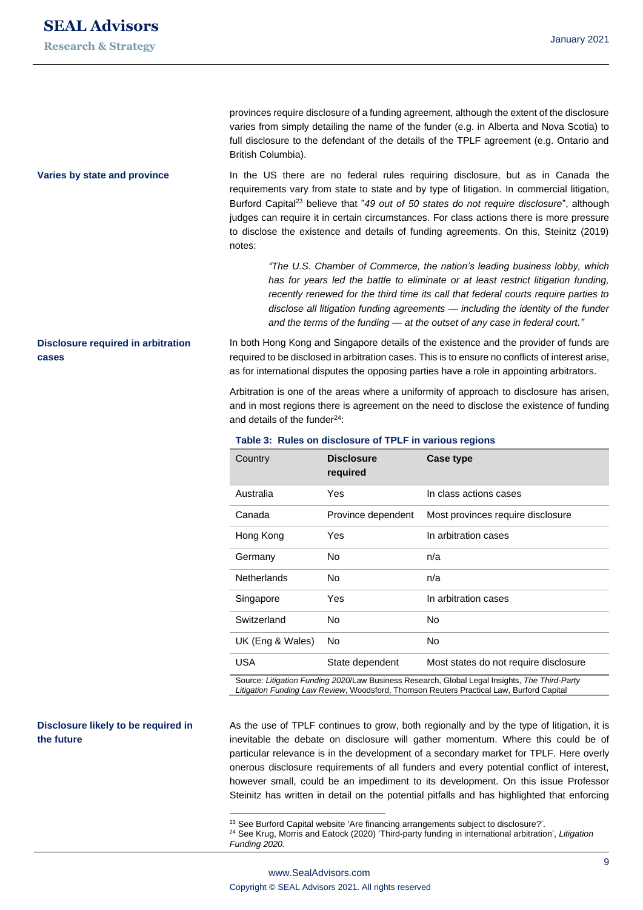provinces require disclosure of a funding agreement, although the extent of the disclosure varies from simply detailing the name of the funder (e.g. in Alberta and Nova Scotia) to full disclosure to the defendant of the details of the TPLF agreement (e.g. Ontario and British Columbia).

**Varies by state and province**

In the US there are no federal rules requiring disclosure, but as in Canada the requirements vary from state to state and by type of litigation. In commercial litigation, Burford Capital[23] believe that "*49 out of 50 states do not require disclosure*", although judges can require it in certain circumstances. For class actions there is more pressure to disclose the existence and details of funding agreements. On this, Steinitz (2019) notes:

> *"The U.S. Chamber of Commerce, the nation's leading business lobby, which has for years led the battle to eliminate or at least restrict litigation funding, recently renewed for the third time its call that federal courts require parties to disclose all litigation funding agreements — including the identity of the funder and the terms of the funding — at the outset of any case in federal court."*

**Disclosure required in arbitration cases**

In both Hong Kong and Singapore details of the existence and the provider of funds are required to be disclosed in arbitration cases. This is to ensure no conflicts of interest arise, as for international disputes the opposing parties have a role in appointing arbitrators.

Arbitration is one of the areas where a uniformity of approach to disclosure has arisen, and in most regions there is agreement on the need to disclose the existence of funding and details of the funder[24]:

**Table 3: Rules on disclosure of TPLF in various regions**

| Country | Disclosure required | Case type |
|---|---|---|
| Australia | Yes | In class actions cases |
| Canada | Province dependent | Most provinces require disclosure |
| Hong Kong | Yes | In arbitration cases |
| Germany | No | n/a |
| Netherlands | No | n/a |
| Singapore | Yes | In arbitration cases |
| Switzerland | No | No |
| UK (Eng & Wales) | No | No |
| USA | State dependent | Most states do not require disclosure |

Source: *Litigation Funding 2020*/Law Business Research, Global Legal Insights, *The Third-Party Litigation Funding Law Review*, Woodsford, Thomson Reuters Practical Law, Burford Capital

**Disclosure likely to be required in the future**

As the use of TPLF continues to grow, both regionally and by the type of litigation, it is inevitable the debate on disclosure will gather momentum. Where this could be of particular relevance is in the development of a secondary market for TPLF. Here overly onerous disclosure requirements of all funders and every potential conflict of interest, however small, could be an impediment to its development. On this issue Professor Steinitz has written in detail on the potential pitfalls and has highlighted that enforcing

[23] See Burford Capital website 'Are financing arrangements subject to disclosure?'.

[24] See Krug, Morris and Eatock (2020) 'Third-party funding in international arbitration', *Litigation Funding 2020.*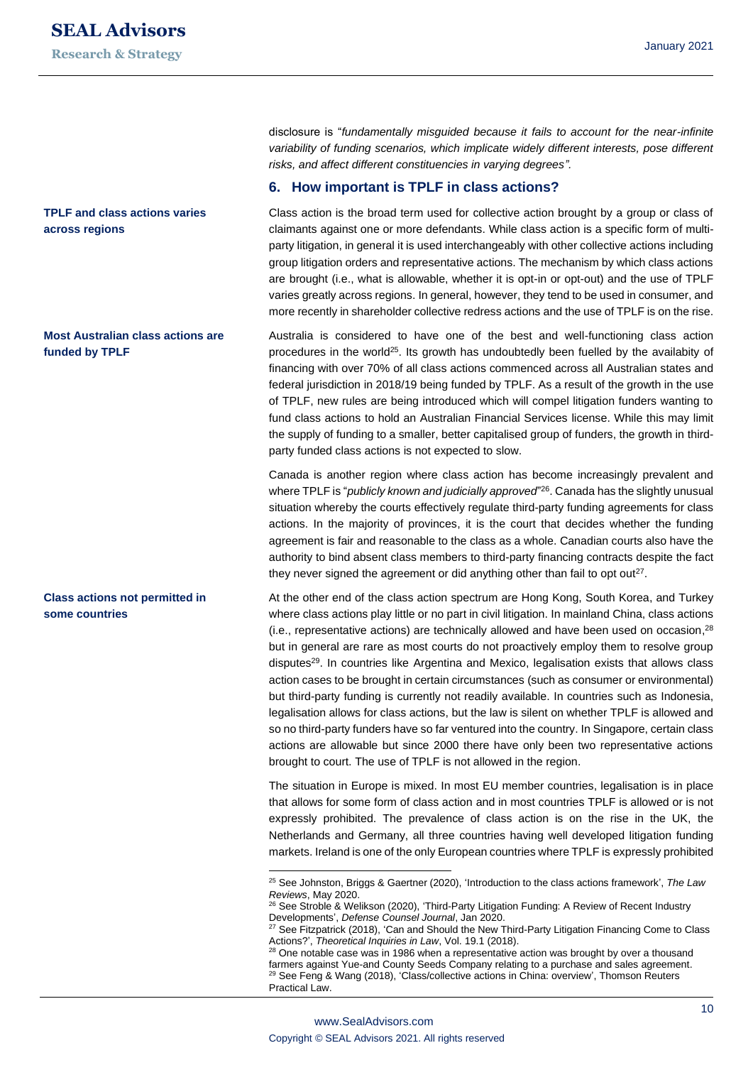disclosure is "*fundamentally misguided because it fails to account for the near-infinite variability of funding scenarios, which implicate widely different interests, pose different risks, and affect different constituencies in varying degrees".*

## 6. How important is TPLF in class actions?

**TPLF and class actions varies across regions**

Class action is the broad term used for collective action brought by a group or class of claimants against one or more defendants. While class action is a specific form of multi-party litigation, in general it is used interchangeably with other collective actions including group litigation orders and representative actions. The mechanism by which class actions are brought (i.e., what is allowable, whether it is opt-in or opt-out) and the use of TPLF varies greatly across regions. In general, however, they tend to be used in consumer, and more recently in shareholder collective redress actions and the use of TPLF is on the rise.

**Most Australian class actions are funded by TPLF**

Australia is considered to have one of the best and well-functioning class action procedures in the world[25]. Its growth has undoubtedly been fuelled by the availabity of financing with over 70% of all class actions commenced across all Australian states and federal jurisdiction in 2018/19 being funded by TPLF. As a result of the growth in the use of TPLF, new rules are being introduced which will compel litigation funders wanting to fund class actions to hold an Australian Financial Services license. While this may limit the supply of funding to a smaller, better capitalised group of funders, the growth in third-party funded class actions is not expected to slow.

Canada is another region where class action has become increasingly prevalent and where TPLF is "*publicly known and judicially approved*"[26]. Canada has the slightly unusual situation whereby the courts effectively regulate third-party funding agreements for class actions. In the majority of provinces, it is the court that decides whether the funding agreement is fair and reasonable to the class as a whole. Canadian courts also have the authority to bind absent class members to third-party financing contracts despite the fact they never signed the agreement or did anything other than fail to opt out[27].

**Class actions not permitted in some countries**

At the other end of the class action spectrum are Hong Kong, South Korea, and Turkey where class actions play little or no part in civil litigation. In mainland China, class actions (i.e., representative actions) are technically allowed and have been used on occasion,[28] but in general are rare as most courts do not proactively employ them to resolve group disputes[29]. In countries like Argentina and Mexico, legalisation exists that allows class action cases to be brought in certain circumstances (such as consumer or environmental) but third-party funding is currently not readily available. In countries such as Indonesia, legalisation allows for class actions, but the law is silent on whether TPLF is allowed and so no third-party funders have so far ventured into the country. In Singapore, certain class actions are allowable but since 2000 there have only been two representative actions brought to court. The use of TPLF is not allowed in the region.

The situation in Europe is mixed. In most EU member countries, legalisation is in place that allows for some form of class action and in most countries TPLF is allowed or is not expressly prohibited. The prevalence of class action is on the rise in the UK, the Netherlands and Germany, all three countries having well developed litigation funding markets. Ireland is one of the only European countries where TPLF is expressly prohibited

---

[25] See Johnston, Briggs & Gaertner (2020), 'Introduction to the class actions framework', *The Law Reviews*, May 2020.

[26] See Stroble & Welikson (2020), 'Third-Party Litigation Funding: A Review of Recent Industry Developments', *Defense Counsel Journal*, Jan 2020.

[27] See Fitzpatrick (2018), 'Can and Should the New Third-Party Litigation Financing Come to Class Actions?', *Theoretical Inquiries in Law*, Vol. 19.1 (2018).

[28] One notable case was in 1986 when a representative action was brought by over a thousand farmers against Yue-and County Seeds Company relating to a purchase and sales agreement.

[29] See Feng & Wang (2018), 'Class/collective actions in China: overview', Thomson Reuters Practical Law.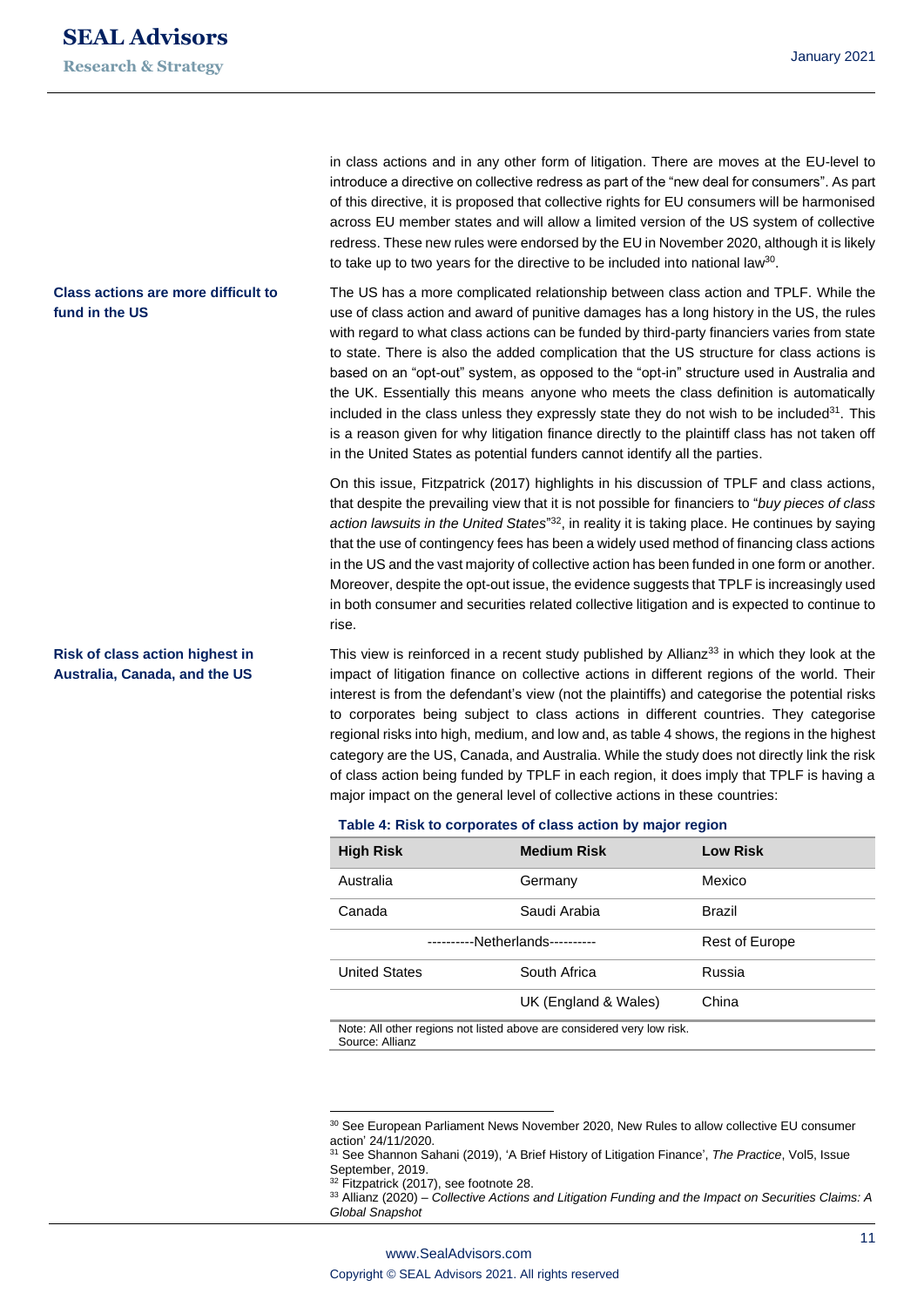in class actions and in any other form of litigation. There are moves at the EU-level to introduce a directive on collective redress as part of the "new deal for consumers". As part of this directive, it is proposed that collective rights for EU consumers will be harmonised across EU member states and will allow a limited version of the US system of collective redress. These new rules were endorsed by the EU in November 2020, although it is likely to take up to two years for the directive to be included into national law[30].

**Class actions are more difficult to fund in the US**

The US has a more complicated relationship between class action and TPLF. While the use of class action and award of punitive damages has a long history in the US, the rules with regard to what class actions can be funded by third-party financiers varies from state to state. There is also the added complication that the US structure for class actions is based on an "opt-out" system, as opposed to the "opt-in" structure used in Australia and the UK. Essentially this means anyone who meets the class definition is automatically included in the class unless they expressly state they do not wish to be included[31]. This is a reason given for why litigation finance directly to the plaintiff class has not taken off in the United States as potential funders cannot identify all the parties.

On this issue, Fitzpatrick (2017) highlights in his discussion of TPLF and class actions, that despite the prevailing view that it is not possible for financiers to "*buy pieces of class action lawsuits in the United States*"[32], in reality it is taking place. He continues by saying that the use of contingency fees has been a widely used method of financing class actions in the US and the vast majority of collective action has been funded in one form or another. Moreover, despite the opt-out issue, the evidence suggests that TPLF is increasingly used in both consumer and securities related collective litigation and is expected to continue to rise.

**Risk of class action highest in Australia, Canada, and the US**

This view is reinforced in a recent study published by Allianz[33] in which they look at the impact of litigation finance on collective actions in different regions of the world. Their interest is from the defendant's view (not the plaintiffs) and categorise the potential risks to corporates being subject to class actions in different countries. They categorise regional risks into high, medium, and low and, as table 4 shows, the regions in the highest category are the US, Canada, and Australia. While the study does not directly link the risk of class action being funded by TPLF in each region, it does imply that TPLF is having a major impact on the general level of collective actions in these countries:

**Table 4: Risk to corporates of class action by major region**

| High Risk | Medium Risk | Low Risk |
|---|---|---|
| Australia | Germany | Mexico |
| Canada | Saudi Arabia | Brazil |
| ----------Netherlands---------- | | Rest of Europe |
| United States | South Africa | Russia |
| | UK (England & Wales) | China |

Note: All other regions not listed above are considered very low risk.
Source: Allianz

---

[30] See European Parliament News November 2020, New Rules to allow collective EU consumer action' 24/11/2020.

[31] See Shannon Sahani (2019), 'A Brief History of Litigation Finance', *The Practice*, Vol5, Issue September, 2019.

[32] Fitzpatrick (2017), see footnote 28.

[33] Allianz (2020) – *Collective Actions and Litigation Funding and the Impact on Securities Claims: A Global Snapshot*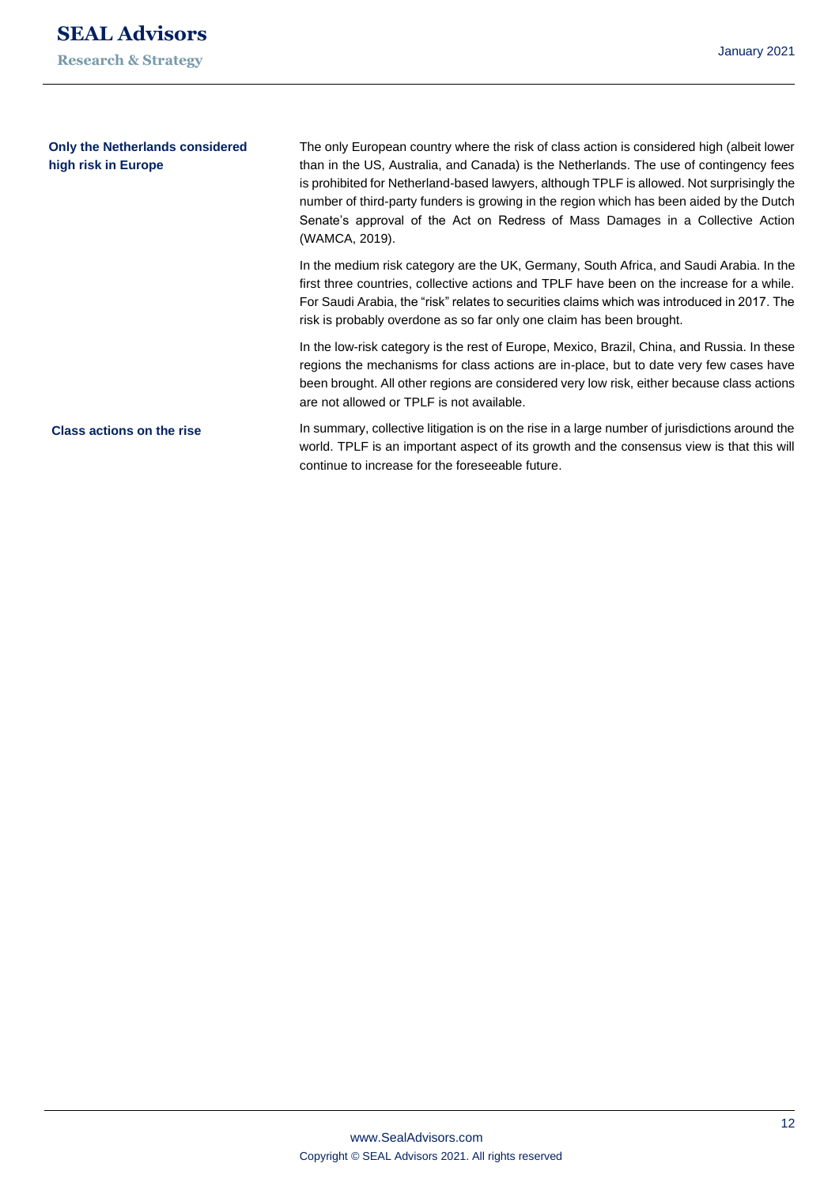**Only the Netherlands considered high risk in Europe**

The only European country where the risk of class action is considered high (albeit lower than in the US, Australia, and Canada) is the Netherlands. The use of contingency fees is prohibited for Netherland-based lawyers, although TPLF is allowed. Not surprisingly the number of third-party funders is growing in the region which has been aided by the Dutch Senate's approval of the Act on Redress of Mass Damages in a Collective Action (WAMCA, 2019).

In the medium risk category are the UK, Germany, South Africa, and Saudi Arabia. In the first three countries, collective actions and TPLF have been on the increase for a while. For Saudi Arabia, the "risk" relates to securities claims which was introduced in 2017. The risk is probably overdone as so far only one claim has been brought.

In the low-risk category is the rest of Europe, Mexico, Brazil, China, and Russia. In these regions the mechanisms for class actions are in-place, but to date very few cases have been brought. All other regions are considered very low risk, either because class actions are not allowed or TPLF is not available.

**Class actions on the rise**

In summary, collective litigation is on the rise in a large number of jurisdictions around the world. TPLF is an important aspect of its growth and the consensus view is that this will continue to increase for the foreseeable future.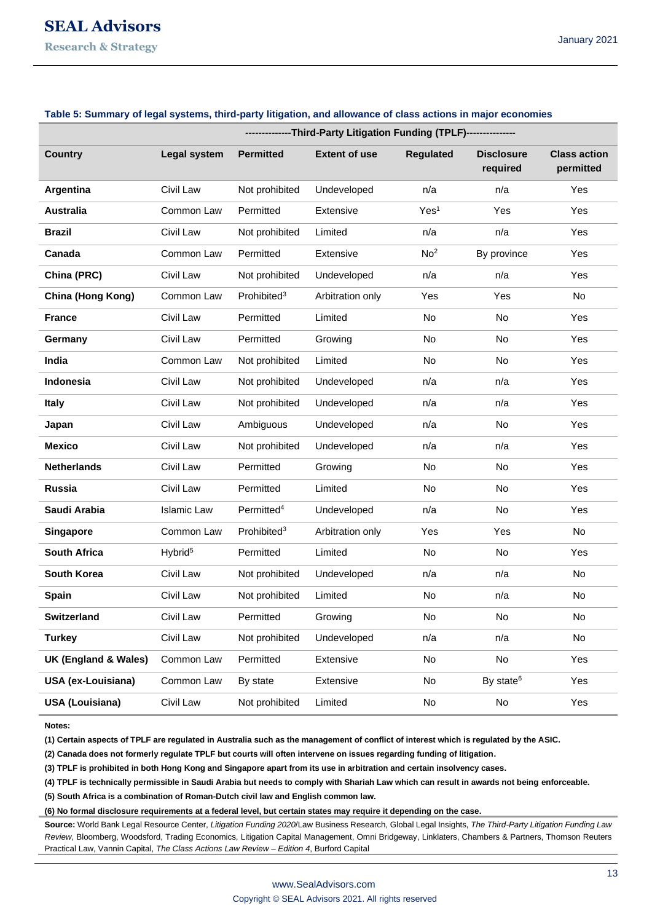**Table 5: Summary of legal systems, third-party litigation, and allowance of class actions in major economies**

| | | --------------Third-Party Litigation Funding (TPLF)-------------- | | | | |
|---|---|---|---|---|---|---|
| **Country** | **Legal system** | **Permitted** | **Extent of use** | **Regulated** | **Disclosure required** | **Class action permitted** |
| **Argentina** | Civil Law | Not prohibited | Undeveloped | n/a | n/a | Yes |
| **Australia** | Common Law | Permitted | Extensive | Yes[1] | Yes | Yes |
| **Brazil** | Civil Law | Not prohibited | Limited | n/a | n/a | Yes |
| **Canada** | Common Law | Permitted | Extensive | No[2] | By province | Yes |
| **China (PRC)** | Civil Law | Not prohibited | Undeveloped | n/a | n/a | Yes |
| **China (Hong Kong)** | Common Law | Prohibited[3] | Arbitration only | Yes | Yes | No |
| **France** | Civil Law | Permitted | Limited | No | No | Yes |
| **Germany** | Civil Law | Permitted | Growing | No | No | Yes |
| **India** | Common Law | Not prohibited | Limited | No | No | Yes |
| **Indonesia** | Civil Law | Not prohibited | Undeveloped | n/a | n/a | Yes |
| **Italy** | Civil Law | Not prohibited | Undeveloped | n/a | n/a | Yes |
| **Japan** | Civil Law | Ambiguous | Undeveloped | n/a | No | Yes |
| **Mexico** | Civil Law | Not prohibited | Undeveloped | n/a | n/a | Yes |
| **Netherlands** | Civil Law | Permitted | Growing | No | No | Yes |
| **Russia** | Civil Law | Permitted | Limited | No | No | Yes |
| **Saudi Arabia** | Islamic Law | Permitted[4] | Undeveloped | n/a | No | Yes |
| **Singapore** | Common Law | Prohibited[3] | Arbitration only | Yes | Yes | No |
| **South Africa** | Hybrid[5] | Permitted | Limited | No | No | Yes |
| **South Korea** | Civil Law | Not prohibited | Undeveloped | n/a | n/a | No |
| **Spain** | Civil Law | Not prohibited | Limited | No | n/a | No |
| **Switzerland** | Civil Law | Permitted | Growing | No | No | No |
| **Turkey** | Civil Law | Not prohibited | Undeveloped | n/a | n/a | No |
| **UK (England & Wales)** | Common Law | Permitted | Extensive | No | No | Yes |
| **USA (ex-Louisiana)** | Common Law | By state | Extensive | No | By state[6] | Yes |
| **USA (Louisiana)** | Civil Law | Not prohibited | Limited | No | No | Yes |

**Notes:**

**(1) Certain aspects of TPLF are regulated in Australia such as the management of conflict of interest which is regulated by the ASIC.**

**(2) Canada does not formerly regulate TPLF but courts will often intervene on issues regarding funding of litigation.**

**(3) TPLF is prohibited in both Hong Kong and Singapore apart from its use in arbitration and certain insolvency cases.**

**(4) TPLF is technically permissible in Saudi Arabia but needs to comply with Shariah Law which can result in awards not being enforceable.**

**(5) South Africa is a combination of Roman-Dutch civil law and English common law.**

**(6) No formal disclosure requirements at a federal level, but certain states may require it depending on the case.**

**Source:** World Bank Legal Resource Center, *Litigation Funding 2020*/Law Business Research, Global Legal Insights, *The Third-Party Litigation Funding Law Review*, Bloomberg, Woodsford, Trading Economics, Litigation Capital Management, Omni Bridgeway, Linklaters, Chambers & Partners, Thomson Reuters Practical Law, Vannin Capital, *The Class Actions Law Review – Edition 4*, Burford Capital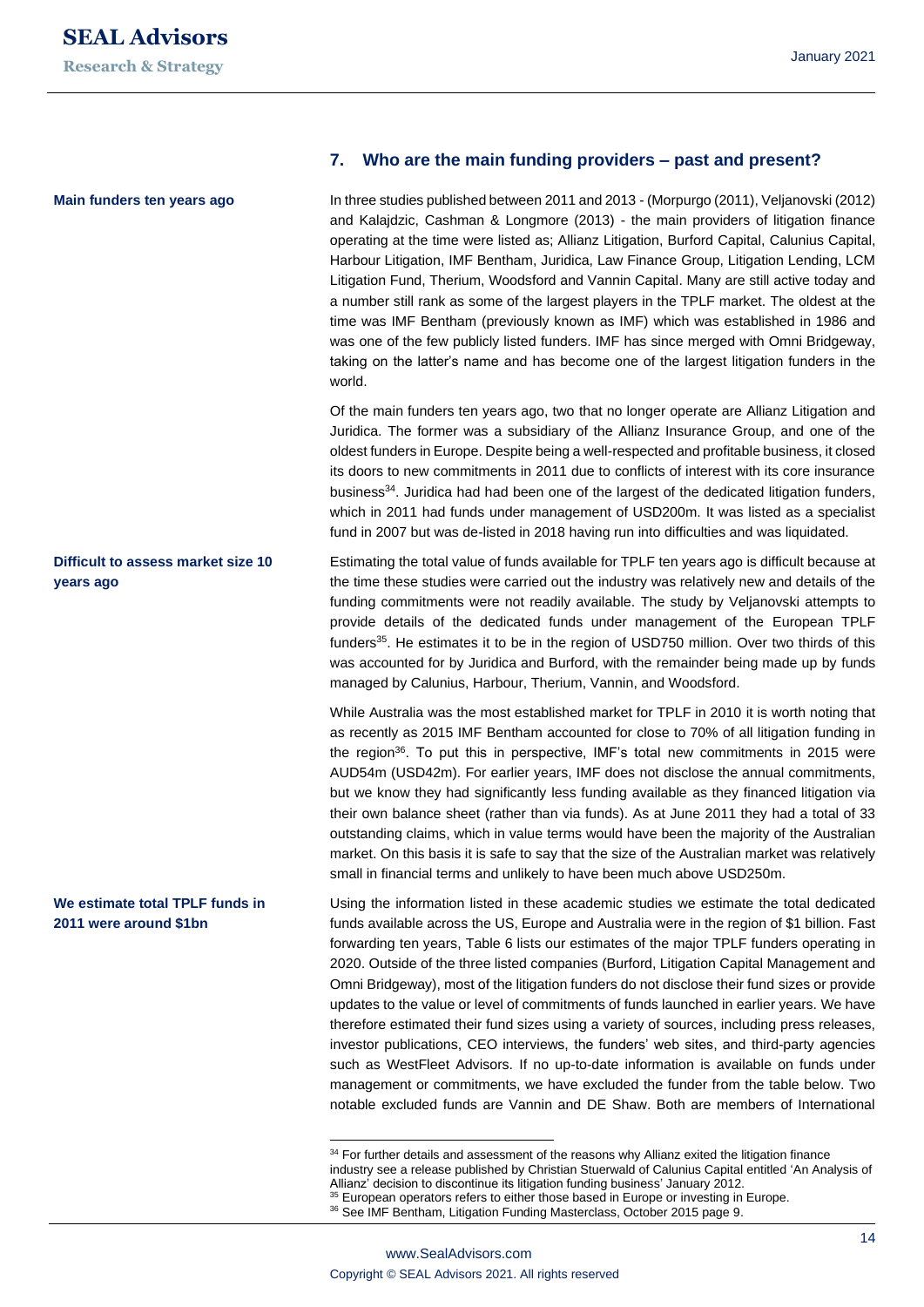## 7. Who are the main funding providers – past and present?

**Main funders ten years ago**

In three studies published between 2011 and 2013 - (Morpurgo (2011), Veljanovski (2012) and Kalajdzic, Cashman & Longmore (2013) - the main providers of litigation finance operating at the time were listed as; Allianz Litigation, Burford Capital, Calunius Capital, Harbour Litigation, IMF Bentham, Juridica, Law Finance Group, Litigation Lending, LCM Litigation Fund, Therium, Woodsford and Vannin Capital. Many are still active today and a number still rank as some of the largest players in the TPLF market. The oldest at the time was IMF Bentham (previously known as IMF) which was established in 1986 and was one of the few publicly listed funders. IMF has since merged with Omni Bridgeway, taking on the latter's name and has become one of the largest litigation funders in the world.

Of the main funders ten years ago, two that no longer operate are Allianz Litigation and Juridica. The former was a subsidiary of the Allianz Insurance Group, and one of the oldest funders in Europe. Despite being a well-respected and profitable business, it closed its doors to new commitments in 2011 due to conflicts of interest with its core insurance business[34]. Juridica had had been one of the largest of the dedicated litigation funders, which in 2011 had funds under management of USD200m. It was listed as a specialist fund in 2007 but was de-listed in 2018 having run into difficulties and was liquidated.

**Difficult to assess market size 10 years ago**

Estimating the total value of funds available for TPLF ten years ago is difficult because at the time these studies were carried out the industry was relatively new and details of the funding commitments were not readily available. The study by Veljanovski attempts to provide details of the dedicated funds under management of the European TPLF funders[35]. He estimates it to be in the region of USD750 million. Over two thirds of this was accounted for by Juridica and Burford, with the remainder being made up by funds managed by Calunius, Harbour, Therium, Vannin, and Woodsford.

While Australia was the most established market for TPLF in 2010 it is worth noting that as recently as 2015 IMF Bentham accounted for close to 70% of all litigation funding in the region[36]. To put this in perspective, IMF's total new commitments in 2015 were AUD54m (USD42m). For earlier years, IMF does not disclose the annual commitments, but we know they had significantly less funding available as they financed litigation via their own balance sheet (rather than via funds). As at June 2011 they had a total of 33 outstanding claims, which in value terms would have been the majority of the Australian market. On this basis it is safe to say that the size of the Australian market was relatively small in financial terms and unlikely to have been much above USD250m.

**We estimate total TPLF funds in 2011 were around $1bn**

Using the information listed in these academic studies we estimate the total dedicated funds available across the US, Europe and Australia were in the region of $1 billion. Fast forwarding ten years, Table 6 lists our estimates of the major TPLF funders operating in 2020. Outside of the three listed companies (Burford, Litigation Capital Management and Omni Bridgeway), most of the litigation funders do not disclose their fund sizes or provide updates to the value or level of commitments of funds launched in earlier years. We have therefore estimated their fund sizes using a variety of sources, including press releases, investor publications, CEO interviews, the funders' web sites, and third-party agencies such as WestFleet Advisors. If no up-to-date information is available on funds under management or commitments, we have excluded the funder from the table below. Two notable excluded funds are Vannin and DE Shaw. Both are members of International

---

[34] For further details and assessment of the reasons why Allianz exited the litigation finance industry see a release published by Christian Stuerwald of Calunius Capital entitled 'An Analysis of Allianz' decision to discontinue its litigation funding business' January 2012.

[35] European operators refers to either those based in Europe or investing in Europe.

[36] See IMF Bentham, Litigation Funding Masterclass, October 2015 page 9.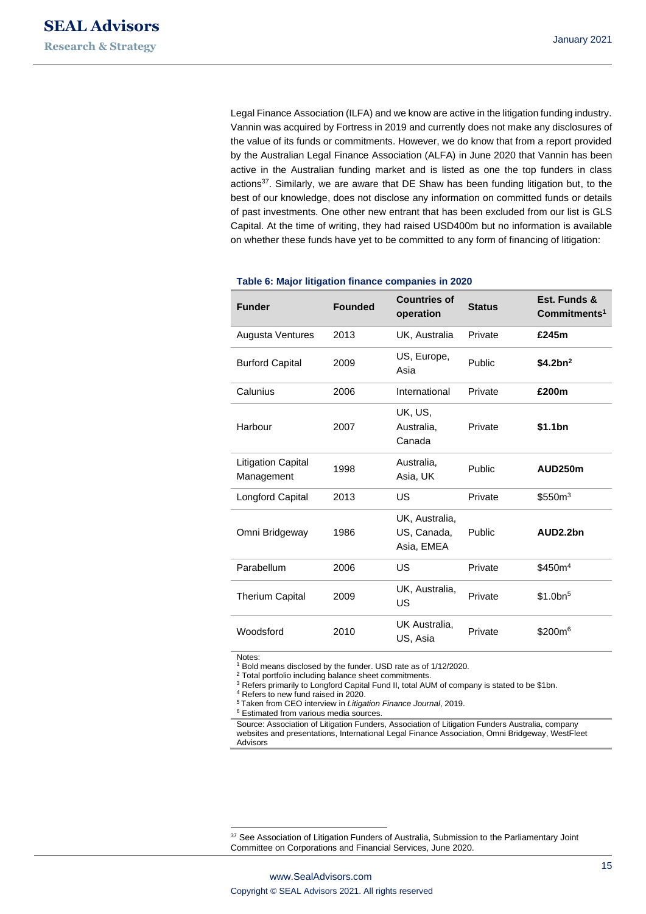Legal Finance Association (ILFA) and we know are active in the litigation funding industry. Vannin was acquired by Fortress in 2019 and currently does not make any disclosures of the value of its funds or commitments. However, we do know that from a report provided by the Australian Legal Finance Association (ALFA) in June 2020 that Vannin has been active in the Australian funding market and is listed as one the top funders in class actions[37]. Similarly, we are aware that DE Shaw has been funding litigation but, to the best of our knowledge, does not disclose any information on committed funds or details of past investments. One other new entrant that has been excluded from our list is GLS Capital. At the time of writing, they had raised USD400m but no information is available on whether these funds have yet to be committed to any form of financing of litigation:

**Table 6: Major litigation finance companies in 2020**

| Funder | Founded | Countries of operation | Status | Est. Funds & Commitments[1] |
|---|---|---|---|---|
| Augusta Ventures | 2013 | UK, Australia | Private | **£245m** |
| Burford Capital | 2009 | US, Europe, Asia | Public | **$4.2bn[2]** |
| Calunius | 2006 | International | Private | **£200m** |
| Harbour | 2007 | UK, US, Australia, Canada | Private | **$1.1bn** |
| Litigation Capital Management | 1998 | Australia, Asia, UK | Public | **AUD250m** |
| Longford Capital | 2013 | US | Private | $550m[3] |
| Omni Bridgeway | 1986 | UK, Australia, US, Canada, Asia, EMEA | Public | **AUD2.2bn** |
| Parabellum | 2006 | US | Private | $450m[4] |
| Therium Capital | 2009 | UK, Australia, US | Private | $1.0bn[5] |
| Woodsford | 2010 | UK Australia, US, Asia | Private | $200m[6] |

Notes:
[1] Bold means disclosed by the funder. USD rate as of 1/12/2020.
[2] Total portfolio including balance sheet commitments.
[3] Refers primarily to Longford Capital Fund II, total AUM of company is stated to be $1bn.
[4] Refers to new fund raised in 2020.
[5] Taken from CEO interview in *Litigation Finance Journal*, 2019.
[6] Estimated from various media sources.

Source: Association of Litigation Funders, Association of Litigation Funders Australia, company websites and presentations, International Legal Finance Association, Omni Bridgeway, WestFleet Advisors

[37] See Association of Litigation Funders of Australia, Submission to the Parliamentary Joint Committee on Corporations and Financial Services, June 2020.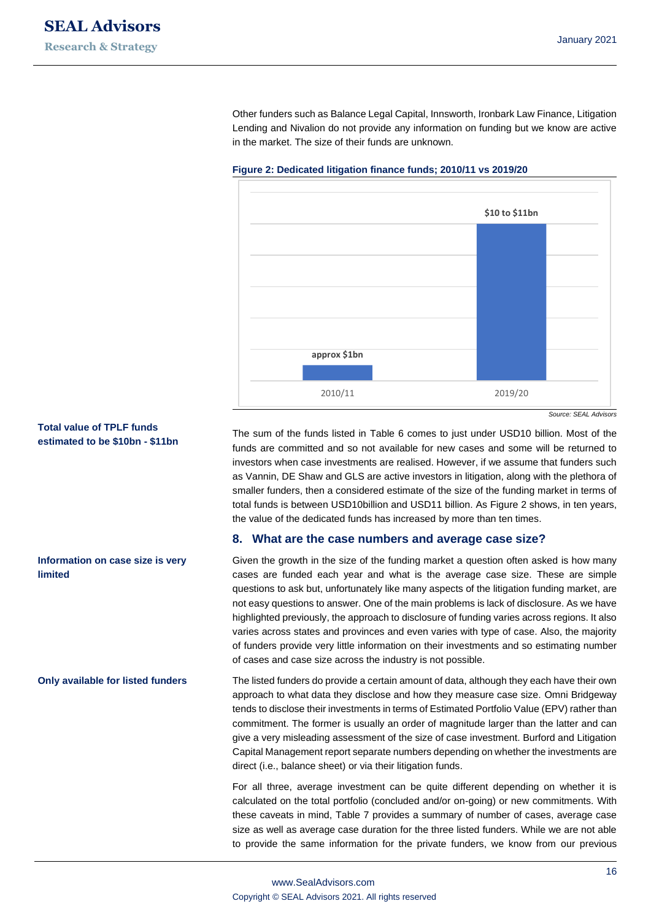Other funders such as Balance Legal Capital, Innsworth, Ironbark Law Finance, Litigation Lending and Nivalion do not provide any information on funding but we know are active in the market. The size of their funds are unknown.

**Figure 2: Dedicated litigation finance funds; 2010/11 vs 2019/20**

| Period | Value |
|---|---|
| 2010/11 | approx $1bn |
| 2019/20 | $10 to $11bn |

*Source: SEAL Advisors*

**Total value of TPLF funds estimated to be $10bn - $11bn**

The sum of the funds listed in Table 6 comes to just under USD10 billion. Most of the funds are committed and so not available for new cases and some will be returned to investors when case investments are realised. However, if we assume that funders such as Vannin, DE Shaw and GLS are active investors in litigation, along with the plethora of smaller funders, then a considered estimate of the size of the funding market in terms of total funds is between USD10billion and USD11 billion. As Figure 2 shows, in ten years, the value of the dedicated funds has increased by more than ten times.

## 8. What are the case numbers and average case size?

**Information on case size is very limited**

Given the growth in the size of the funding market a question often asked is how many cases are funded each year and what is the average case size. These are simple questions to ask but, unfortunately like many aspects of the litigation funding market, are not easy questions to answer. One of the main problems is lack of disclosure. As we have highlighted previously, the approach to disclosure of funding varies across regions. It also varies across states and provinces and even varies with type of case. Also, the majority of funders provide very little information on their investments and so estimating number of cases and case size across the industry is not possible.

**Only available for listed funders**

The listed funders do provide a certain amount of data, although they each have their own approach to what data they disclose and how they measure case size. Omni Bridgeway tends to disclose their investments in terms of Estimated Portfolio Value (EPV) rather than commitment. The former is usually an order of magnitude larger than the latter and can give a very misleading assessment of the size of case investment. Burford and Litigation Capital Management report separate numbers depending on whether the investments are direct (i.e., balance sheet) or via their litigation funds.

For all three, average investment can be quite different depending on whether it is calculated on the total portfolio (concluded and/or on-going) or new commitments. With these caveats in mind, Table 7 provides a summary of number of cases, average case size as well as average case duration for the three listed funders. While we are not able to provide the same information for the private funders, we know from our previous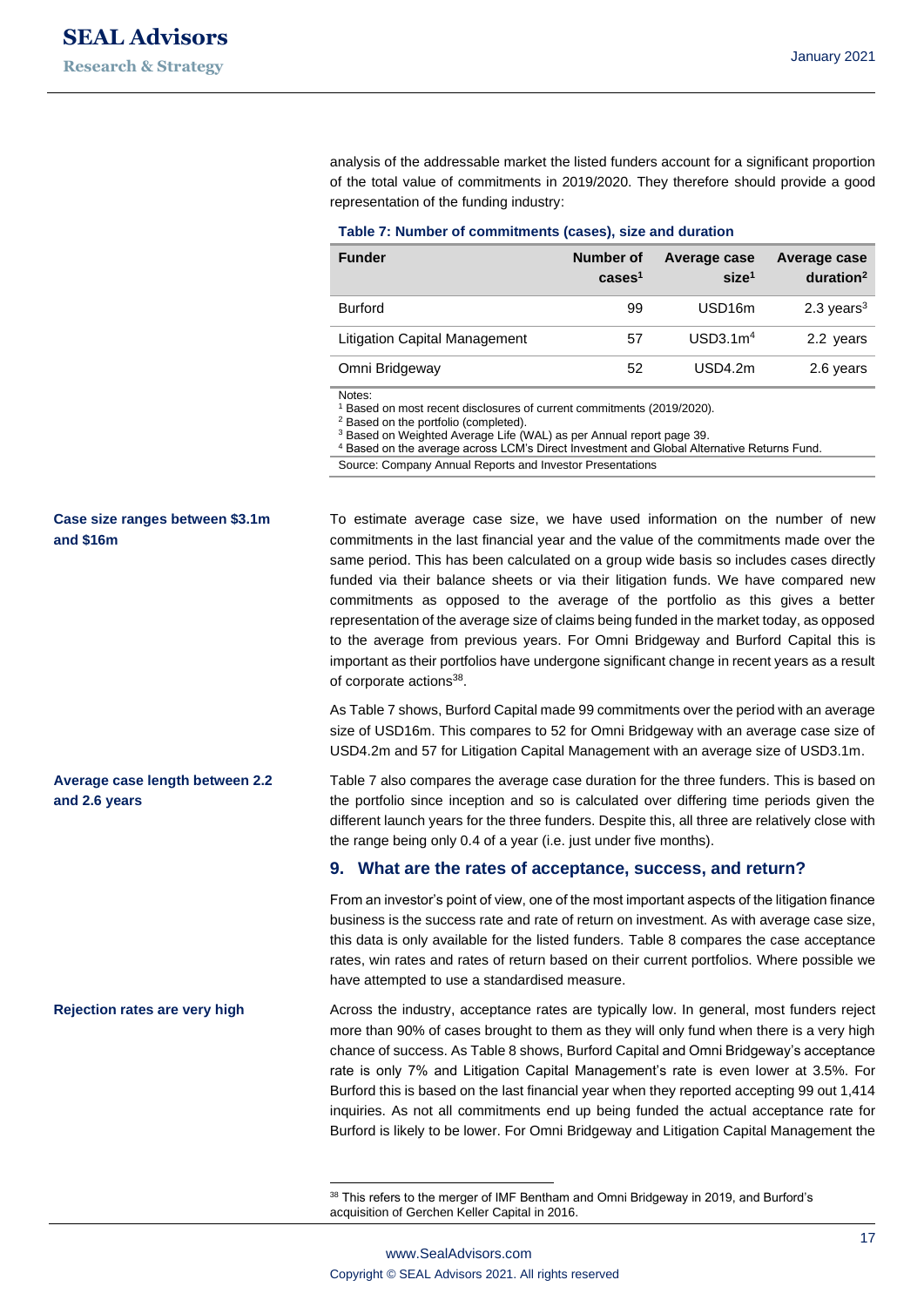analysis of the addressable market the listed funders account for a significant proportion of the total value of commitments in 2019/2020. They therefore should provide a good representation of the funding industry:

**Table 7: Number of commitments (cases), size and duration**

| Funder | Number of cases[1] | Average case size[1] | Average case duration[2] |
|---|---|---|---|
| Burford | 99 | USD16m | 2.3 years[3] |
| Litigation Capital Management | 57 | USD3.1m[4] | 2.2 years |
| Omni Bridgeway | 52 | USD4.2m | 2.6 years |

Notes:
[1] Based on most recent disclosures of current commitments (2019/2020).
[2] Based on the portfolio (completed).
[3] Based on Weighted Average Life (WAL) as per Annual report page 39.
[4] Based on the average across LCM's Direct Investment and Global Alternative Returns Fund.

Source: Company Annual Reports and Investor Presentations

**Case size ranges between $3.1m and $16m**

To estimate average case size, we have used information on the number of new commitments in the last financial year and the value of the commitments made over the same period. This has been calculated on a group wide basis so includes cases directly funded via their balance sheets or via their litigation funds. We have compared new commitments as opposed to the average of the portfolio as this gives a better representation of the average size of claims being funded in the market today, as opposed to the average from previous years. For Omni Bridgeway and Burford Capital this is important as their portfolios have undergone significant change in recent years as a result of corporate actions[38].

As Table 7 shows, Burford Capital made 99 commitments over the period with an average size of USD16m. This compares to 52 for Omni Bridgeway with an average case size of USD4.2m and 57 for Litigation Capital Management with an average size of USD3.1m.

**Average case length between 2.2 and 2.6 years**

Table 7 also compares the average case duration for the three funders. This is based on the portfolio since inception and so is calculated over differing time periods given the different launch years for the three funders. Despite this, all three are relatively close with the range being only 0.4 of a year (i.e. just under five months).

## 9. What are the rates of acceptance, success, and return?

From an investor's point of view, one of the most important aspects of the litigation finance business is the success rate and rate of return on investment. As with average case size, this data is only available for the listed funders. Table 8 compares the case acceptance rates, win rates and rates of return based on their current portfolios. Where possible we have attempted to use a standardised measure.

**Rejection rates are very high**

Across the industry, acceptance rates are typically low. In general, most funders reject more than 90% of cases brought to them as they will only fund when there is a very high chance of success. As Table 8 shows, Burford Capital and Omni Bridgeway's acceptance rate is only 7% and Litigation Capital Management's rate is even lower at 3.5%. For Burford this is based on the last financial year when they reported accepting 99 out 1,414 inquiries. As not all commitments end up being funded the actual acceptance rate for Burford is likely to be lower. For Omni Bridgeway and Litigation Capital Management the

[38] This refers to the merger of IMF Bentham and Omni Bridgeway in 2019, and Burford's acquisition of Gerchen Keller Capital in 2016.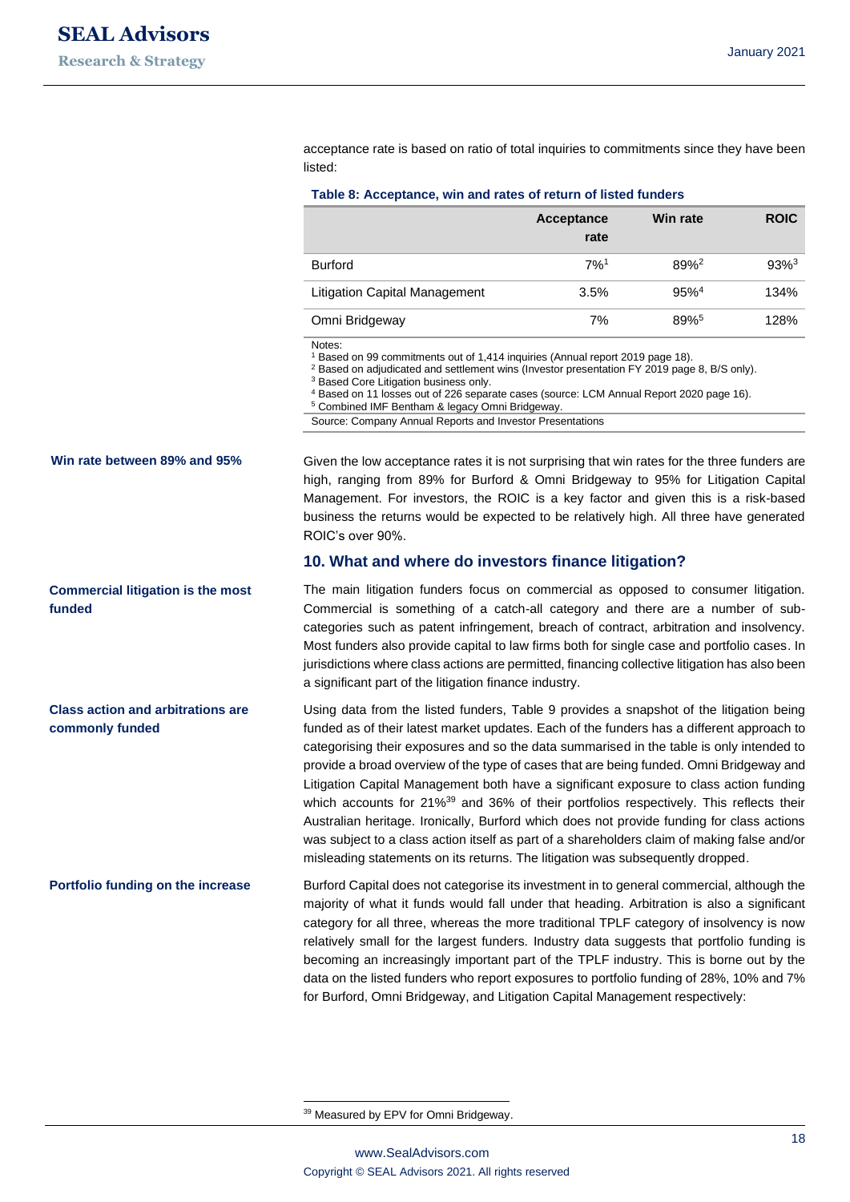acceptance rate is based on ratio of total inquiries to commitments since they have been listed:

**Table 8: Acceptance, win and rates of return of listed funders**

| | Acceptance rate | Win rate | ROIC |
|---|---|---|---|
| Burford | 7%[1] | 89%[2] | 93%[3] |
| Litigation Capital Management | 3.5% | 95%[4] | 134% |
| Omni Bridgeway | 7% | 89%[5] | 128% |

Notes:
[1] Based on 99 commitments out of 1,414 inquiries (Annual report 2019 page 18).
[2] Based on adjudicated and settlement wins (Investor presentation FY 2019 page 8, B/S only).
[3] Based Core Litigation business only.
[4] Based on 11 losses out of 226 separate cases (source: LCM Annual Report 2020 page 16).
[5] Combined IMF Bentham & legacy Omni Bridgeway.

Source: Company Annual Reports and Investor Presentations

**Win rate between 89% and 95%**

Given the low acceptance rates it is not surprising that win rates for the three funders are high, ranging from 89% for Burford & Omni Bridgeway to 95% for Litigation Capital Management. For investors, the ROIC is a key factor and given this is a risk-based business the returns would be expected to be relatively high. All three have generated ROIC's over 90%.

## 10. What and where do investors finance litigation?

**Commercial litigation is the most funded**

The main litigation funders focus on commercial as opposed to consumer litigation. Commercial is something of a catch-all category and there are a number of sub-categories such as patent infringement, breach of contract, arbitration and insolvency. Most funders also provide capital to law firms both for single case and portfolio cases. In jurisdictions where class actions are permitted, financing collective litigation has also been a significant part of the litigation finance industry.

**Class action and arbitrations are commonly funded**

Using data from the listed funders, Table 9 provides a snapshot of the litigation being funded as of their latest market updates. Each of the funders has a different approach to categorising their exposures and so the data summarised in the table is only intended to provide a broad overview of the type of cases that are being funded. Omni Bridgeway and Litigation Capital Management both have a significant exposure to class action funding which accounts for 21%[39] and 36% of their portfolios respectively. This reflects their Australian heritage. Ironically, Burford which does not provide funding for class actions was subject to a class action itself as part of a shareholders claim of making false and/or misleading statements on its returns. The litigation was subsequently dropped.

**Portfolio funding on the increase**

Burford Capital does not categorise its investment in to general commercial, although the majority of what it funds would fall under that heading. Arbitration is also a significant category for all three, whereas the more traditional TPLF category of insolvency is now relatively small for the largest funders. Industry data suggests that portfolio funding is becoming an increasingly important part of the TPLF industry. This is borne out by the data on the listed funders who report exposures to portfolio funding of 28%, 10% and 7% for Burford, Omni Bridgeway, and Litigation Capital Management respectively:

[39] Measured by EPV for Omni Bridgeway.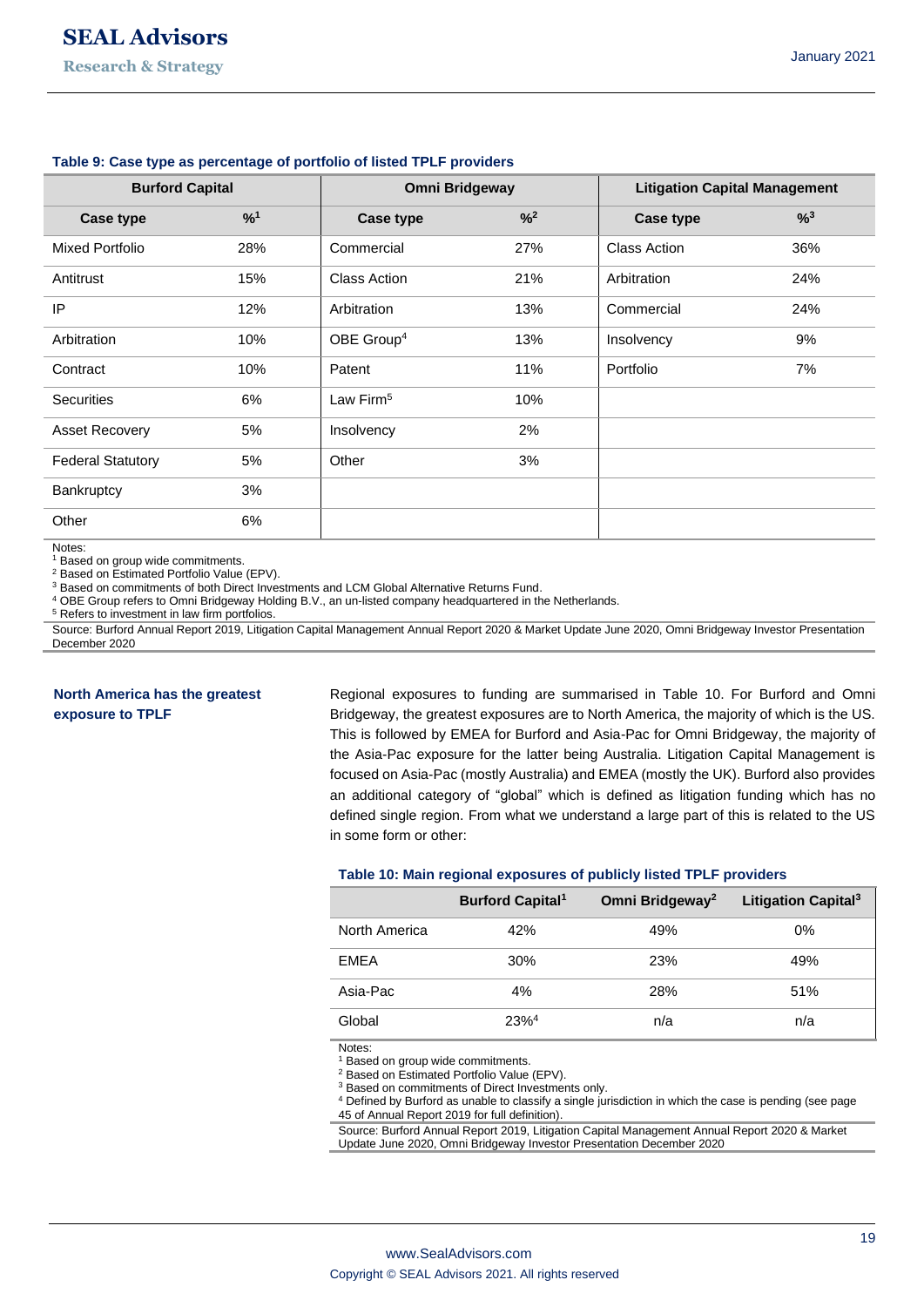**Table 9: Case type as percentage of portfolio of listed TPLF providers**

| Burford Capital | | Omni Bridgeway | | Litigation Capital Management | |
|---|---|---|---|---|---|
| Case type | %[1] | Case type | %[2] | Case type | %[3] |
| Mixed Portfolio | 28% | Commercial | 27% | Class Action | 36% |
| Antitrust | 15% | Class Action | 21% | Arbitration | 24% |
| IP | 12% | Arbitration | 13% | Commercial | 24% |
| Arbitration | 10% | OBE Group[4] | 13% | Insolvency | 9% |
| Contract | 10% | Patent | 11% | Portfolio | 7% |
| Securities | 6% | Law Firm[5] | 10% | | |
| Asset Recovery | 5% | Insolvency | 2% | | |
| Federal Statutory | 5% | Other | 3% | | |
| Bankruptcy | 3% | | | | |
| Other | 6% | | | | |

Notes:
[1] Based on group wide commitments.
[2] Based on Estimated Portfolio Value (EPV).
[3] Based on commitments of both Direct Investments and LCM Global Alternative Returns Fund.
[4] OBE Group refers to Omni Bridgeway Holding B.V., an un-listed company headquartered in the Netherlands.
[5] Refers to investment in law firm portfolios.
Source: Burford Annual Report 2019, Litigation Capital Management Annual Report 2020 & Market Update June 2020, Omni Bridgeway Investor Presentation December 2020

**North America has the greatest exposure to TPLF**

Regional exposures to funding are summarised in Table 10. For Burford and Omni Bridgeway, the greatest exposures are to North America, the majority of which is the US. This is followed by EMEA for Burford and Asia-Pac for Omni Bridgeway, the majority of the Asia-Pac exposure for the latter being Australia. Litigation Capital Management is focused on Asia-Pac (mostly Australia) and EMEA (mostly the UK). Burford also provides an additional category of "global" which is defined as litigation funding which has no defined single region. From what we understand a large part of this is related to the US in some form or other:

**Table 10: Main regional exposures of publicly listed TPLF providers**

| | Burford Capital[1] | Omni Bridgeway[2] | Litigation Capital[3] |
|---|---|---|---|
| North America | 42% | 49% | 0% |
| EMEA | 30% | 23% | 49% |
| Asia-Pac | 4% | 28% | 51% |
| Global | 23%[4] | n/a | n/a |

Notes:
[1] Based on group wide commitments.
[2] Based on Estimated Portfolio Value (EPV).
[3] Based on commitments of Direct Investments only.
[4] Defined by Burford as unable to classify a single jurisdiction in which the case is pending (see page 45 of Annual Report 2019 for full definition).
Source: Burford Annual Report 2019, Litigation Capital Management Annual Report 2020 & Market Update June 2020, Omni Bridgeway Investor Presentation December 2020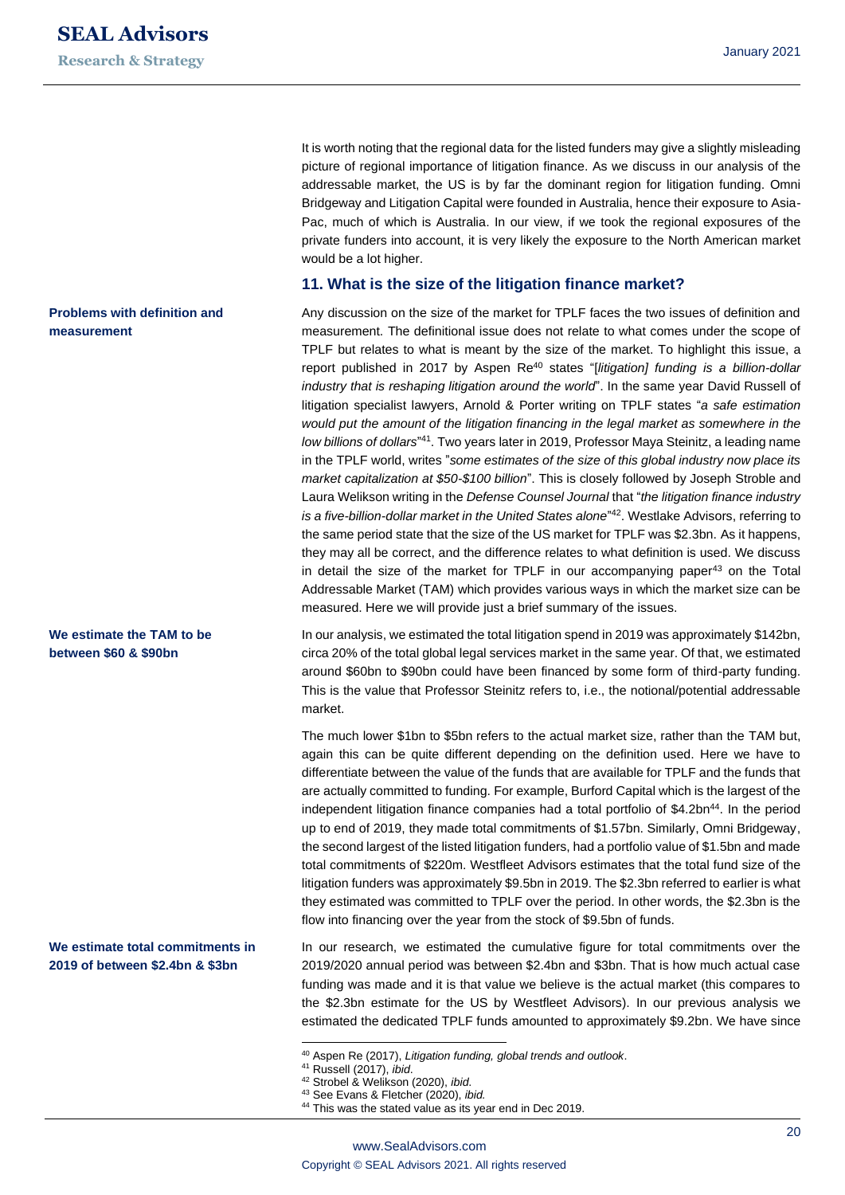It is worth noting that the regional data for the listed funders may give a slightly misleading picture of regional importance of litigation finance. As we discuss in our analysis of the addressable market, the US is by far the dominant region for litigation funding. Omni Bridgeway and Litigation Capital were founded in Australia, hence their exposure to Asia-Pac, much of which is Australia. In our view, if we took the regional exposures of the private funders into account, it is very likely the exposure to the North American market would be a lot higher.

## 11. What is the size of the litigation finance market?

**Problems with definition and measurement**

Any discussion on the size of the market for TPLF faces the two issues of definition and measurement. The definitional issue does not relate to what comes under the scope of TPLF but relates to what is meant by the size of the market. To highlight this issue, a report published in 2017 by Aspen Re[40] states "*[litigation] funding is a billion-dollar industry that is reshaping litigation around the world*". In the same year David Russell of litigation specialist lawyers, Arnold & Porter writing on TPLF states "*a safe estimation would put the amount of the litigation financing in the legal market as somewhere in the low billions of dollars*"[41]. Two years later in 2019, Professor Maya Steinitz, a leading name in the TPLF world, writes "*some estimates of the size of this global industry now place its market capitalization at $50-$100 billion*". This is closely followed by Joseph Stroble and Laura Welikson writing in the *Defense Counsel Journal* that "*the litigation finance industry is a five-billion-dollar market in the United States alone*"[42]. Westlake Advisors, referring to the same period state that the size of the US market for TPLF was $2.3bn. As it happens, they may all be correct, and the difference relates to what definition is used. We discuss in detail the size of the market for TPLF in our accompanying paper[43] on the Total Addressable Market (TAM) which provides various ways in which the market size can be measured. Here we will provide just a brief summary of the issues.

**We estimate the TAM to be between $60 & $90bn**

In our analysis, we estimated the total litigation spend in 2019 was approximately $142bn, circa 20% of the total global legal services market in the same year. Of that, we estimated around $60bn to $90bn could have been financed by some form of third-party funding. This is the value that Professor Steinitz refers to, i.e., the notional/potential addressable market.

The much lower $1bn to $5bn refers to the actual market size, rather than the TAM but, again this can be quite different depending on the definition used. Here we have to differentiate between the value of the funds that are available for TPLF and the funds that are actually committed to funding. For example, Burford Capital which is the largest of the independent litigation finance companies had a total portfolio of $4.2bn[44]. In the period up to end of 2019, they made total commitments of $1.57bn. Similarly, Omni Bridgeway, the second largest of the listed litigation funders, had a portfolio value of $1.5bn and made total commitments of $220m. Westfleet Advisors estimates that the total fund size of the litigation funders was approximately $9.5bn in 2019. The $2.3bn referred to earlier is what they estimated was committed to TPLF over the period. In other words, the $2.3bn is the flow into financing over the year from the stock of $9.5bn of funds.

**We estimate total commitments in 2019 of between $2.4bn & $3bn**

In our research, we estimated the cumulative figure for total commitments over the 2019/2020 annual period was between $2.4bn and $3bn. That is how much actual case funding was made and it is that value we believe is the actual market (this compares to the $2.3bn estimate for the US by Westfleet Advisors). In our previous analysis we estimated the dedicated TPLF funds amounted to approximately $9.2bn. We have since

---

[40] Aspen Re (2017), *Litigation funding, global trends and outlook*.
[41] Russell (2017), *ibid*.
[42] Strobel & Welikson (2020), *ibid.*
[43] See Evans & Fletcher (2020), *ibid.*
[44] This was the stated value as its year end in Dec 2019.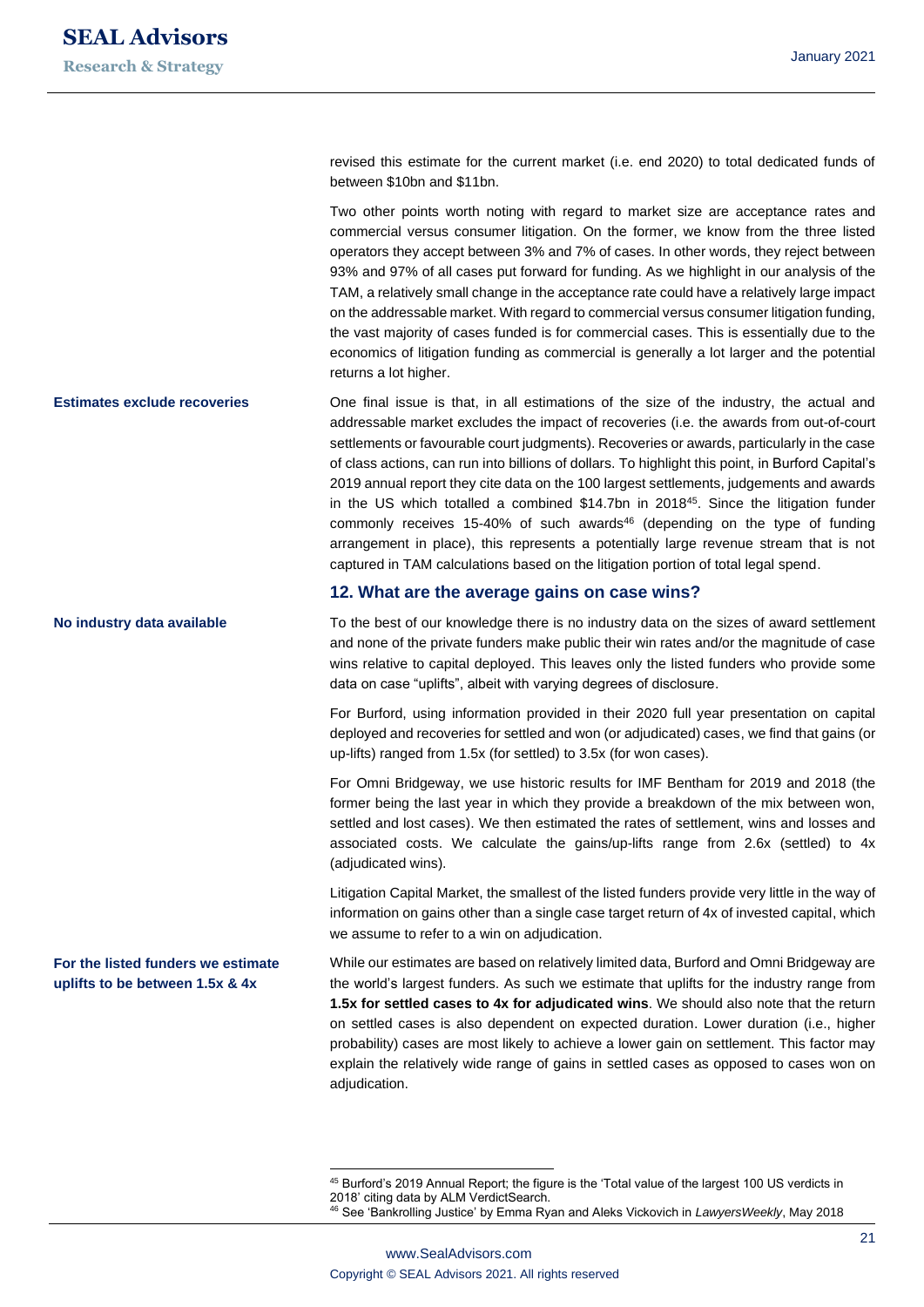revised this estimate for the current market (i.e. end 2020) to total dedicated funds of between $10bn and $11bn.

Two other points worth noting with regard to market size are acceptance rates and commercial versus consumer litigation. On the former, we know from the three listed operators they accept between 3% and 7% of cases. In other words, they reject between 93% and 97% of all cases put forward for funding. As we highlight in our analysis of the TAM, a relatively small change in the acceptance rate could have a relatively large impact on the addressable market. With regard to commercial versus consumer litigation funding, the vast majority of cases funded is for commercial cases. This is essentially due to the economics of litigation funding as commercial is generally a lot larger and the potential returns a lot higher.

**Estimates exclude recoveries**

One final issue is that, in all estimations of the size of the industry, the actual and addressable market excludes the impact of recoveries (i.e. the awards from out-of-court settlements or favourable court judgments). Recoveries or awards, particularly in the case of class actions, can run into billions of dollars. To highlight this point, in Burford Capital's 2019 annual report they cite data on the 100 largest settlements, judgements and awards in the US which totalled a combined $14.7bn in 2018[45]. Since the litigation funder commonly receives 15-40% of such awards[46] (depending on the type of funding arrangement in place), this represents a potentially large revenue stream that is not captured in TAM calculations based on the litigation portion of total legal spend.

## 12. What are the average gains on case wins?

**No industry data available**

To the best of our knowledge there is no industry data on the sizes of award settlement and none of the private funders make public their win rates and/or the magnitude of case wins relative to capital deployed. This leaves only the listed funders who provide some data on case "uplifts", albeit with varying degrees of disclosure.

For Burford, using information provided in their 2020 full year presentation on capital deployed and recoveries for settled and won (or adjudicated) cases, we find that gains (or up-lifts) ranged from 1.5x (for settled) to 3.5x (for won cases).

For Omni Bridgeway, we use historic results for IMF Bentham for 2019 and 2018 (the former being the last year in which they provide a breakdown of the mix between won, settled and lost cases). We then estimated the rates of settlement, wins and losses and associated costs. We calculate the gains/up-lifts range from 2.6x (settled) to 4x (adjudicated wins).

Litigation Capital Market, the smallest of the listed funders provide very little in the way of information on gains other than a single case target return of 4x of invested capital, which we assume to refer to a win on adjudication.

**For the listed funders we estimate uplifts to be between 1.5x & 4x**

While our estimates are based on relatively limited data, Burford and Omni Bridgeway are the world's largest funders. As such we estimate that uplifts for the industry range from **1.5x for settled cases to 4x for adjudicated wins**. We should also note that the return on settled cases is also dependent on expected duration. Lower duration (i.e., higher probability) cases are most likely to achieve a lower gain on settlement. This factor may explain the relatively wide range of gains in settled cases as opposed to cases won on adjudication.

---

[45] Burford's 2019 Annual Report; the figure is the 'Total value of the largest 100 US verdicts in 2018' citing data by ALM VerdictSearch.

[46] See 'Bankrolling Justice' by Emma Ryan and Aleks Vickovich in *LawyersWeekly*, May 2018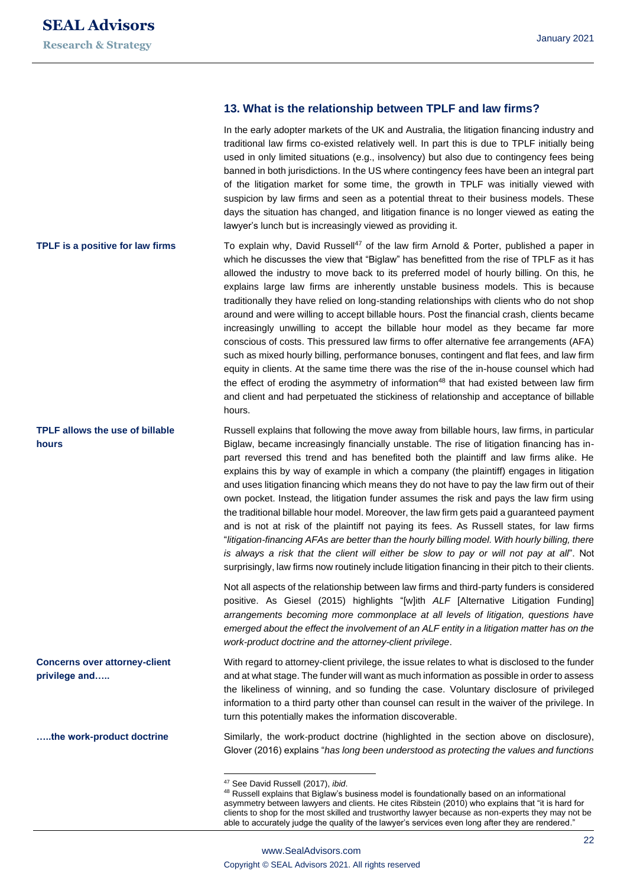## 13. What is the relationship between TPLF and law firms?

In the early adopter markets of the UK and Australia, the litigation financing industry and traditional law firms co-existed relatively well. In part this is due to TPLF initially being used in only limited situations (e.g., insolvency) but also due to contingency fees being banned in both jurisdictions. In the US where contingency fees have been an integral part of the litigation market for some time, the growth in TPLF was initially viewed with suspicion by law firms and seen as a potential threat to their business models. These days the situation has changed, and litigation finance is no longer viewed as eating the lawyer's lunch but is increasingly viewed as providing it.

**TPLF is a positive for law firms**

To explain why, David Russell[47] of the law firm Arnold & Porter, published a paper in which he discusses the view that "Biglaw" has benefitted from the rise of TPLF as it has allowed the industry to move back to its preferred model of hourly billing. On this, he explains large law firms are inherently unstable business models. This is because traditionally they have relied on long-standing relationships with clients who do not shop around and were willing to accept billable hours. Post the financial crash, clients became increasingly unwilling to accept the billable hour model as they became far more conscious of costs. This pressured law firms to offer alternative fee arrangements (AFA) such as mixed hourly billing, performance bonuses, contingent and flat fees, and law firm equity in clients. At the same time there was the rise of the in-house counsel which had the effect of eroding the asymmetry of information[48] that had existed between law firm and client and had perpetuated the stickiness of relationship and acceptance of billable hours.

**TPLF allows the use of billable hours**

Russell explains that following the move away from billable hours, law firms, in particular Biglaw, became increasingly financially unstable. The rise of litigation financing has in-part reversed this trend and has benefited both the plaintiff and law firms alike. He explains this by way of example in which a company (the plaintiff) engages in litigation and uses litigation financing which means they do not have to pay the law firm out of their own pocket. Instead, the litigation funder assumes the risk and pays the law firm using the traditional billable hour model. Moreover, the law firm gets paid a guaranteed payment and is not at risk of the plaintiff not paying its fees. As Russell states, for law firms "*litigation-financing AFAs are better than the hourly billing model. With hourly billing, there is always a risk that the client will either be slow to pay or will not pay at all*". Not surprisingly, law firms now routinely include litigation financing in their pitch to their clients.

Not all aspects of the relationship between law firms and third-party funders is considered positive. As Giesel (2015) highlights "[w]ith *ALF* [Alternative Litigation Funding] *arrangements becoming more commonplace at all levels of litigation, questions have emerged about the effect the involvement of an ALF entity in a litigation matter has on the work-product doctrine and the attorney-client privilege*.

**Concerns over attorney-client privilege and…..**

With regard to attorney-client privilege, the issue relates to what is disclosed to the funder and at what stage. The funder will want as much information as possible in order to assess the likeliness of winning, and so funding the case. Voluntary disclosure of privileged information to a third party other than counsel can result in the waiver of the privilege. In turn this potentially makes the information discoverable.

**…..the work-product doctrine**

Similarly, the work-product doctrine (highlighted in the section above on disclosure), Glover (2016) explains "*has long been understood as protecting the values and functions*

---

[47] See David Russell (2017), *ibid*.

[48] Russell explains that Biglaw's business model is foundationally based on an informational asymmetry between lawyers and clients. He cites Ribstein (2010) who explains that "it is hard for clients to shop for the most skilled and trustworthy lawyer because as non-experts they may not be able to accurately judge the quality of the lawyer's services even long after they are rendered."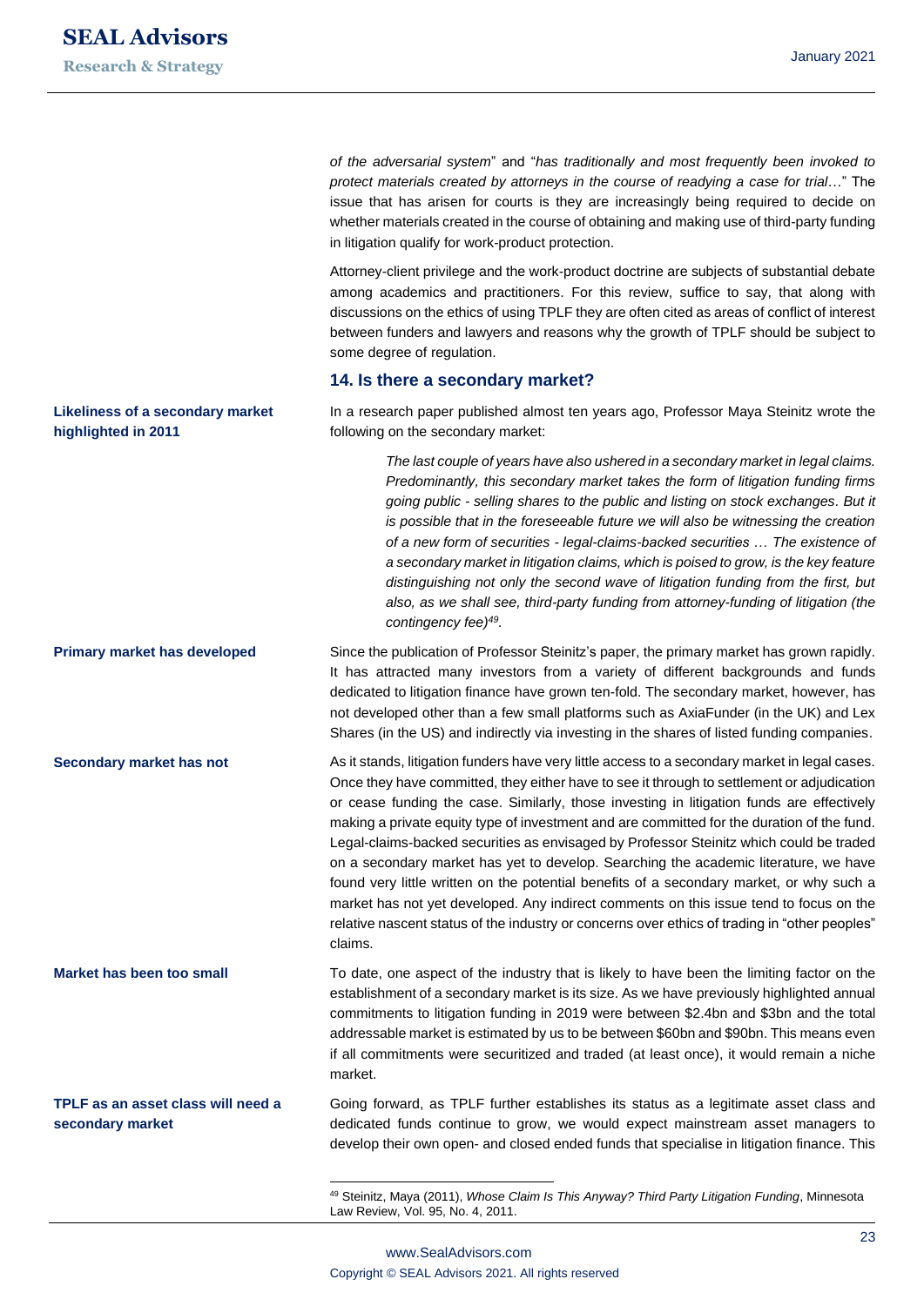*of the adversarial system*" and "*has traditionally and most frequently been invoked to protect materials created by attorneys in the course of readying a case for trial*…" The issue that has arisen for courts is they are increasingly being required to decide on whether materials created in the course of obtaining and making use of third-party funding in litigation qualify for work-product protection.

Attorney-client privilege and the work-product doctrine are subjects of substantial debate among academics and practitioners. For this review, suffice to say, that along with discussions on the ethics of using TPLF they are often cited as areas of conflict of interest between funders and lawyers and reasons why the growth of TPLF should be subject to some degree of regulation.

## 14. Is there a secondary market?

**Likeliness of a secondary market highlighted in 2011**

In a research paper published almost ten years ago, Professor Maya Steinitz wrote the following on the secondary market:

> *The last couple of years have also ushered in a secondary market in legal claims. Predominantly, this secondary market takes the form of litigation funding firms going public - selling shares to the public and listing on stock exchanges. But it is possible that in the foreseeable future we will also be witnessing the creation of a new form of securities - legal-claims-backed securities … The existence of a secondary market in litigation claims, which is poised to grow, is the key feature distinguishing not only the second wave of litigation funding from the first, but also, as we shall see, third-party funding from attorney-funding of litigation (the contingency fee)*[49]*.*

**Primary market has developed**

Since the publication of Professor Steinitz's paper, the primary market has grown rapidly. It has attracted many investors from a variety of different backgrounds and funds dedicated to litigation finance have grown ten-fold. The secondary market, however, has not developed other than a few small platforms such as AxiaFunder (in the UK) and Lex Shares (in the US) and indirectly via investing in the shares of listed funding companies.

**Secondary market has not**

As it stands, litigation funders have very little access to a secondary market in legal cases. Once they have committed, they either have to see it through to settlement or adjudication or cease funding the case. Similarly, those investing in litigation funds are effectively making a private equity type of investment and are committed for the duration of the fund. Legal-claims-backed securities as envisaged by Professor Steinitz which could be traded on a secondary market has yet to develop. Searching the academic literature, we have found very little written on the potential benefits of a secondary market, or why such a market has not yet developed. Any indirect comments on this issue tend to focus on the relative nascent status of the industry or concerns over ethics of trading in "other peoples" claims.

**Market has been too small**

To date, one aspect of the industry that is likely to have been the limiting factor on the establishment of a secondary market is its size. As we have previously highlighted annual commitments to litigation funding in 2019 were between $2.4bn and $3bn and the total addressable market is estimated by us to be between $60bn and $90bn. This means even if all commitments were securitized and traded (at least once), it would remain a niche market.

**TPLF as an asset class will need a secondary market**

Going forward, as TPLF further establishes its status as a legitimate asset class and dedicated funds continue to grow, we would expect mainstream asset managers to develop their own open- and closed ended funds that specialise in litigation finance. This

[49] Steinitz, Maya (2011), *Whose Claim Is This Anyway? Third Party Litigation Funding*, Minnesota Law Review, Vol. 95, No. 4, 2011.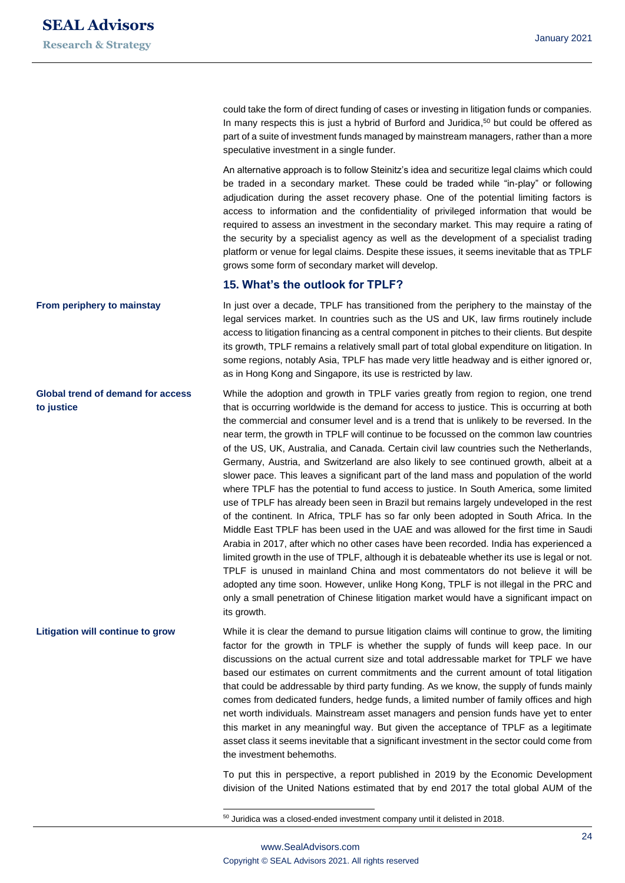could take the form of direct funding of cases or investing in litigation funds or companies. In many respects this is just a hybrid of Burford and Juridica,[50] but could be offered as part of a suite of investment funds managed by mainstream managers, rather than a more speculative investment in a single funder.

An alternative approach is to follow Steinitz's idea and securitize legal claims which could be traded in a secondary market. These could be traded while "in-play" or following adjudication during the asset recovery phase. One of the potential limiting factors is access to information and the confidentiality of privileged information that would be required to assess an investment in the secondary market. This may require a rating of the security by a specialist agency as well as the development of a specialist trading platform or venue for legal claims. Despite these issues, it seems inevitable that as TPLF grows some form of secondary market will develop.

### 15. What's the outlook for TPLF?

**From periphery to mainstay**

In just over a decade, TPLF has transitioned from the periphery to the mainstay of the legal services market. In countries such as the US and UK, law firms routinely include access to litigation financing as a central component in pitches to their clients. But despite its growth, TPLF remains a relatively small part of total global expenditure on litigation. In some regions, notably Asia, TPLF has made very little headway and is either ignored or, as in Hong Kong and Singapore, its use is restricted by law.

**Global trend of demand for access to justice**

While the adoption and growth in TPLF varies greatly from region to region, one trend that is occurring worldwide is the demand for access to justice. This is occurring at both the commercial and consumer level and is a trend that is unlikely to be reversed. In the near term, the growth in TPLF will continue to be focussed on the common law countries of the US, UK, Australia, and Canada. Certain civil law countries such the Netherlands, Germany, Austria, and Switzerland are also likely to see continued growth, albeit at a slower pace. This leaves a significant part of the land mass and population of the world where TPLF has the potential to fund access to justice. In South America, some limited use of TPLF has already been seen in Brazil but remains largely undeveloped in the rest of the continent. In Africa, TPLF has so far only been adopted in South Africa. In the Middle East TPLF has been used in the UAE and was allowed for the first time in Saudi Arabia in 2017, after which no other cases have been recorded. India has experienced a limited growth in the use of TPLF, although it is debateable whether its use is legal or not. TPLF is unused in mainland China and most commentators do not believe it will be adopted any time soon. However, unlike Hong Kong, TPLF is not illegal in the PRC and only a small penetration of Chinese litigation market would have a significant impact on its growth.

**Litigation will continue to grow**

While it is clear the demand to pursue litigation claims will continue to grow, the limiting factor for the growth in TPLF is whether the supply of funds will keep pace. In our discussions on the actual current size and total addressable market for TPLF we have based our estimates on current commitments and the current amount of total litigation that could be addressable by third party funding. As we know, the supply of funds mainly comes from dedicated funders, hedge funds, a limited number of family offices and high net worth individuals. Mainstream asset managers and pension funds have yet to enter this market in any meaningful way. But given the acceptance of TPLF as a legitimate asset class it seems inevitable that a significant investment in the sector could come from the investment behemoths.

To put this in perspective, a report published in 2019 by the Economic Development division of the United Nations estimated that by end 2017 the total global AUM of the

[50] Juridica was a closed-ended investment company until it delisted in 2018.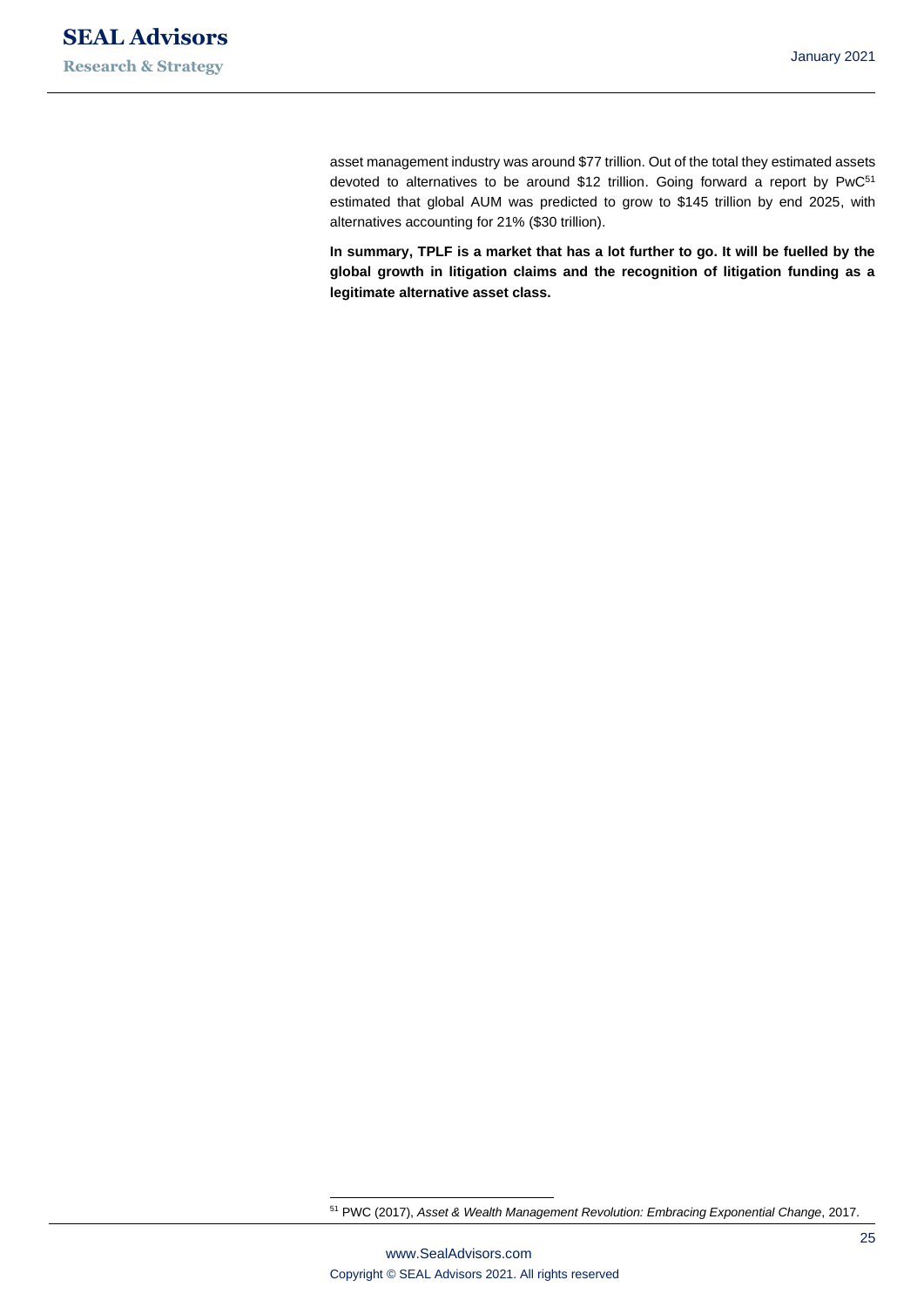asset management industry was around $77 trillion. Out of the total they estimated assets devoted to alternatives to be around $12 trillion. Going forward a report by PwC[51] estimated that global AUM was predicted to grow to $145 trillion by end 2025, with alternatives accounting for 21% ($30 trillion).

**In summary, TPLF is a market that has a lot further to go. It will be fuelled by the global growth in litigation claims and the recognition of litigation funding as a legitimate alternative asset class.**

[51] PWC (2017), *Asset & Wealth Management Revolution: Embracing Exponential Change*, 2017.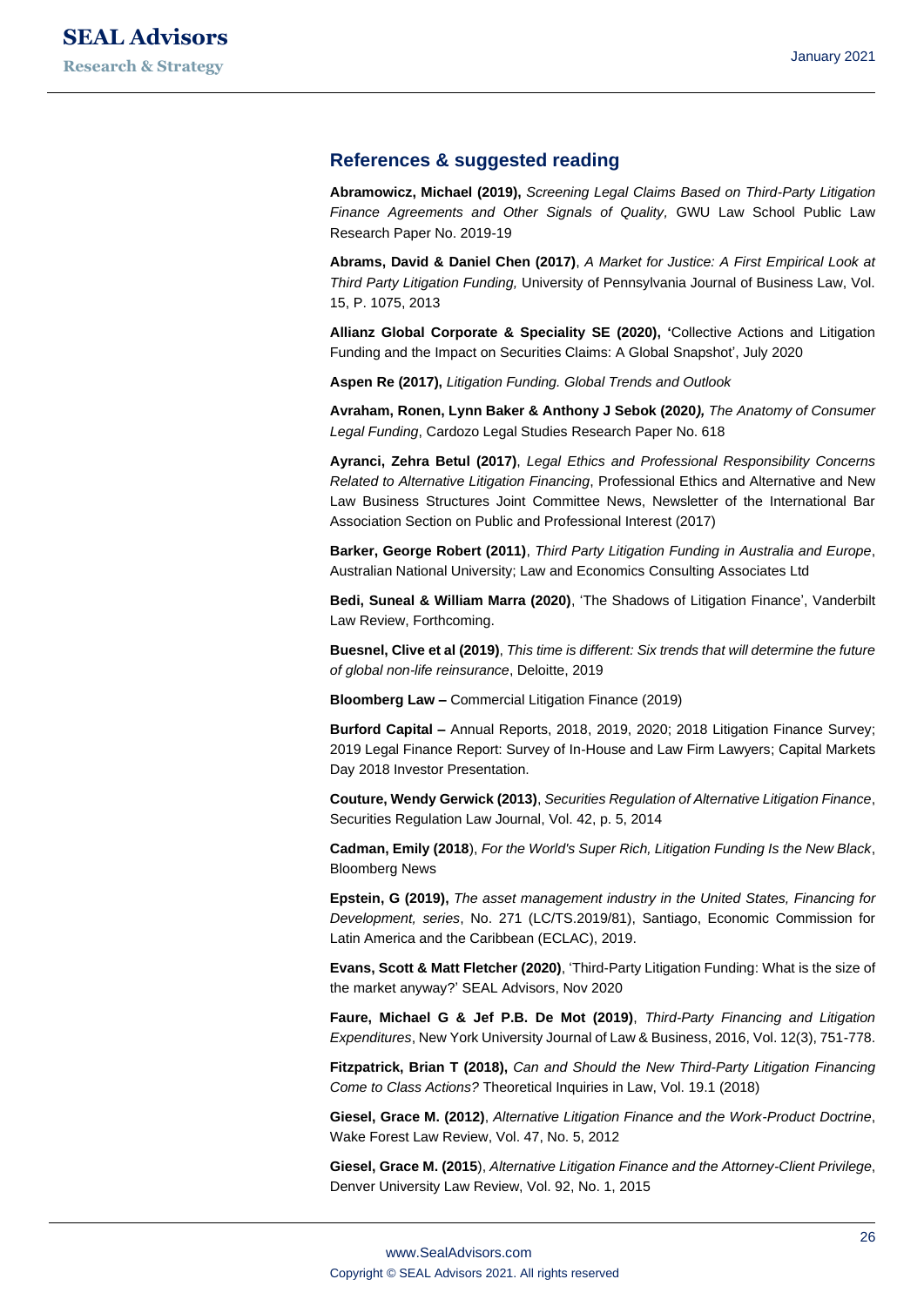## References & suggested reading

**Abramowicz, Michael (2019),** *Screening Legal Claims Based on Third-Party Litigation Finance Agreements and Other Signals of Quality,* GWU Law School Public Law Research Paper No. 2019-19

**Abrams, David & Daniel Chen (2017)**, *A Market for Justice: A First Empirical Look at Third Party Litigation Funding,* University of Pennsylvania Journal of Business Law, Vol. 15, P. 1075, 2013

**Allianz Global Corporate & Speciality SE (2020), '**Collective Actions and Litigation Funding and the Impact on Securities Claims: A Global Snapshot', July 2020

**Aspen Re (2017),** *Litigation Funding. Global Trends and Outlook*

**Avraham, Ronen, Lynn Baker & Anthony J Sebok (2020)***, The Anatomy of Consumer Legal Funding*, Cardozo Legal Studies Research Paper No. 618

**Ayranci, Zehra Betul (2017)**, *Legal Ethics and Professional Responsibility Concerns Related to Alternative Litigation Financing*, Professional Ethics and Alternative and New Law Business Structures Joint Committee News, Newsletter of the International Bar Association Section on Public and Professional Interest (2017)

**Barker, George Robert (2011)**, *Third Party Litigation Funding in Australia and Europe*, Australian National University; Law and Economics Consulting Associates Ltd

**Bedi, Suneal & William Marra (2020)**, 'The Shadows of Litigation Finance', Vanderbilt Law Review, Forthcoming.

**Buesnel, Clive et al (2019)**, *This time is different: Six trends that will determine the future of global non-life reinsurance*, Deloitte, 2019

**Bloomberg Law –** Commercial Litigation Finance (2019)

**Burford Capital –** Annual Reports, 2018, 2019, 2020; 2018 Litigation Finance Survey; 2019 Legal Finance Report: Survey of In-House and Law Firm Lawyers; Capital Markets Day 2018 Investor Presentation.

**Couture, Wendy Gerwick (2013)**, *Securities Regulation of Alternative Litigation Finance*, Securities Regulation Law Journal, Vol. 42, p. 5, 2014

**Cadman, Emily (2018**), *For the World's Super Rich, Litigation Funding Is the New Black*, Bloomberg News

**Epstein, G (2019),** *The asset management industry in the United States, Financing for Development, series*, No. 271 (LC/TS.2019/81), Santiago, Economic Commission for Latin America and the Caribbean (ECLAC), 2019.

**Evans, Scott & Matt Fletcher (2020)**, 'Third-Party Litigation Funding: What is the size of the market anyway?' SEAL Advisors, Nov 2020

**Faure, Michael G & Jef P.B. De Mot (2019)**, *Third-Party Financing and Litigation Expenditures*, New York University Journal of Law & Business, 2016, Vol. 12(3), 751-778.

**Fitzpatrick, Brian T (2018),** *Can and Should the New Third-Party Litigation Financing Come to Class Actions?* Theoretical Inquiries in Law, Vol. 19.1 (2018)

**Giesel, Grace M. (2012)**, *Alternative Litigation Finance and the Work-Product Doctrine*, Wake Forest Law Review, Vol. 47, No. 5, 2012

**Giesel, Grace M. (2015**), *Alternative Litigation Finance and the Attorney-Client Privilege*, Denver University Law Review, Vol. 92, No. 1, 2015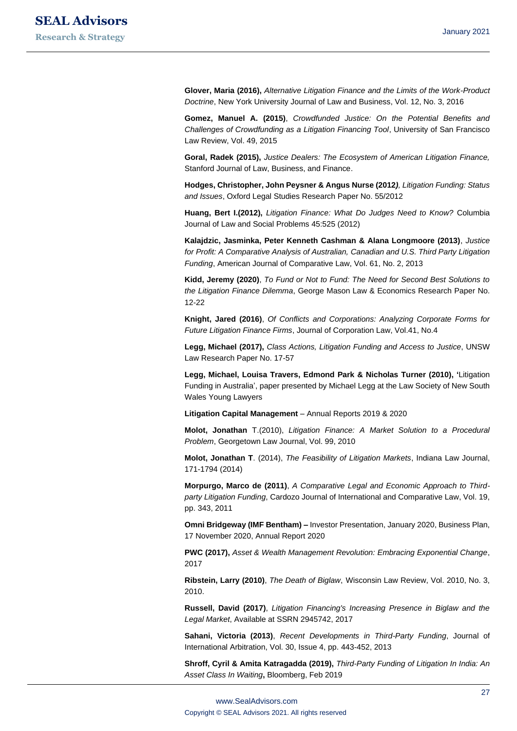**Glover, Maria (2016),** *Alternative Litigation Finance and the Limits of the Work-Product Doctrine*, New York University Journal of Law and Business, Vol. 12, No. 3, 2016

**Gomez, Manuel A. (2015)**, *Crowdfunded Justice: On the Potential Benefits and Challenges of Crowdfunding as a Litigation Financing Tool*, University of San Francisco Law Review, Vol. 49, 2015

**Goral, Radek (2015),** *Justice Dealers: The Ecosystem of American Litigation Finance,* Stanford Journal of Law, Business, and Finance.

**Hodges, Christopher, John Peysner & Angus Nurse (2012***),* *Litigation Funding: Status and Issues*, Oxford Legal Studies Research Paper No. 55/2012

**Huang, Bert I.(2012),** *Litigation Finance: What Do Judges Need to Know?* Columbia Journal of Law and Social Problems 45:525 (2012)

**Kalajdzic, Jasminka, Peter Kenneth Cashman & Alana Longmoore (2013)**, *Justice for Profit: A Comparative Analysis of Australian, Canadian and U.S. Third Party Litigation Funding*, American Journal of Comparative Law, Vol. 61, No. 2, 2013

**Kidd, Jeremy (2020)**, *To Fund or Not to Fund: The Need for Second Best Solutions to the Litigation Finance Dilemma*, George Mason Law & Economics Research Paper No. 12-22

**Knight, Jared (2016)**, *Of Conflicts and Corporations: Analyzing Corporate Forms for Future Litigation Finance Firms*, Journal of Corporation Law, Vol.41, No.4

**Legg, Michael (2017),** *Class Actions, Litigation Funding and Access to Justice*, UNSW Law Research Paper No. 17-57

**Legg, Michael, Louisa Travers, Edmond Park & Nicholas Turner (2010), '**Litigation Funding in Australia', paper presented by Michael Legg at the Law Society of New South Wales Young Lawyers

**Litigation Capital Management** – Annual Reports 2019 & 2020

**Molot, Jonathan** T.(2010), *Litigation Finance: A Market Solution to a Procedural Problem*, Georgetown Law Journal, Vol. 99, 2010

**Molot, Jonathan T**. (2014), *The Feasibility of Litigation Markets*, Indiana Law Journal, 171-1794 (2014)

**Morpurgo, Marco de (2011)**, *A Comparative Legal and Economic Approach to Third-party Litigation Funding*, Cardozo Journal of International and Comparative Law, Vol. 19, pp. 343, 2011

**Omni Bridgeway (IMF Bentham) –** Investor Presentation, January 2020, Business Plan, 17 November 2020, Annual Report 2020

**PWC (2017),** *Asset & Wealth Management Revolution: Embracing Exponential Change*, 2017

**Ribstein, Larry (2010)**, *The Death of Biglaw*, Wisconsin Law Review, Vol. 2010, No. 3, 2010.

**Russell, David (2017)**, *Litigation Financing's Increasing Presence in Biglaw and the Legal Market*, Available at SSRN 2945742, 2017

**Sahani, Victoria (2013)**, *Recent Developments in Third-Party Funding*, Journal of International Arbitration, Vol. 30, Issue 4, pp. 443-452, 2013

**Shroff, Cyril & Amita Katragadda (2019),** *Third-Party Funding of Litigation In India: An Asset Class In Waiting***,** Bloomberg, Feb 2019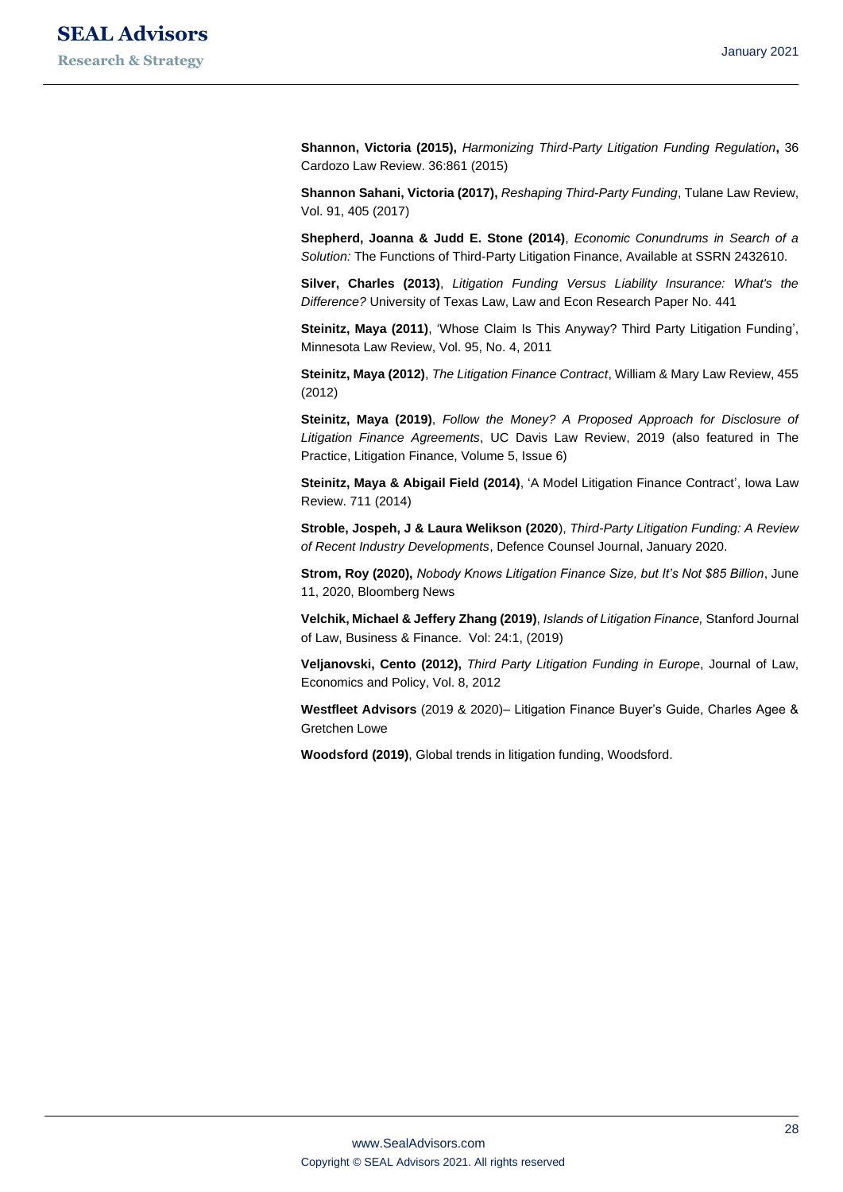**Shannon, Victoria (2015),** *Harmonizing Third-Party Litigation Funding Regulation***,** 36 Cardozo Law Review. 36:861 (2015)

**Shannon Sahani, Victoria (2017),** *Reshaping Third-Party Funding*, Tulane Law Review, Vol. 91, 405 (2017)

**Shepherd, Joanna & Judd E. Stone (2014)**, *Economic Conundrums in Search of a Solution:* The Functions of Third-Party Litigation Finance, Available at SSRN 2432610.

**Silver, Charles (2013)**, *Litigation Funding Versus Liability Insurance: What's the Difference?* University of Texas Law, Law and Econ Research Paper No. 441

**Steinitz, Maya (2011)**, 'Whose Claim Is This Anyway? Third Party Litigation Funding', Minnesota Law Review, Vol. 95, No. 4, 2011

**Steinitz, Maya (2012)**, *The Litigation Finance Contract*, William & Mary Law Review, 455 (2012)

**Steinitz, Maya (2019)**, *Follow the Money? A Proposed Approach for Disclosure of Litigation Finance Agreements*, UC Davis Law Review, 2019 (also featured in The Practice, Litigation Finance, Volume 5, Issue 6)

**Steinitz, Maya & Abigail Field (2014)**, 'A Model Litigation Finance Contract', Iowa Law Review. 711 (2014)

**Stroble, Jospeh, J & Laura Welikson (2020**), *Third-Party Litigation Funding: A Review of Recent Industry Developments*, Defence Counsel Journal, January 2020.

**Strom, Roy (2020),** *Nobody Knows Litigation Finance Size, but It's Not $85 Billion*, June 11, 2020, Bloomberg News

**Velchik, Michael & Jeffery Zhang (2019)**, *Islands of Litigation Finance,* Stanford Journal of Law, Business & Finance. Vol: 24:1, (2019)

**Veljanovski, Cento (2012),** *Third Party Litigation Funding in Europe*, Journal of Law, Economics and Policy, Vol. 8, 2012

**Westfleet Advisors** (2019 & 2020)– Litigation Finance Buyer's Guide, Charles Agee & Gretchen Lowe

**Woodsford (2019)**, Global trends in litigation funding, Woodsford.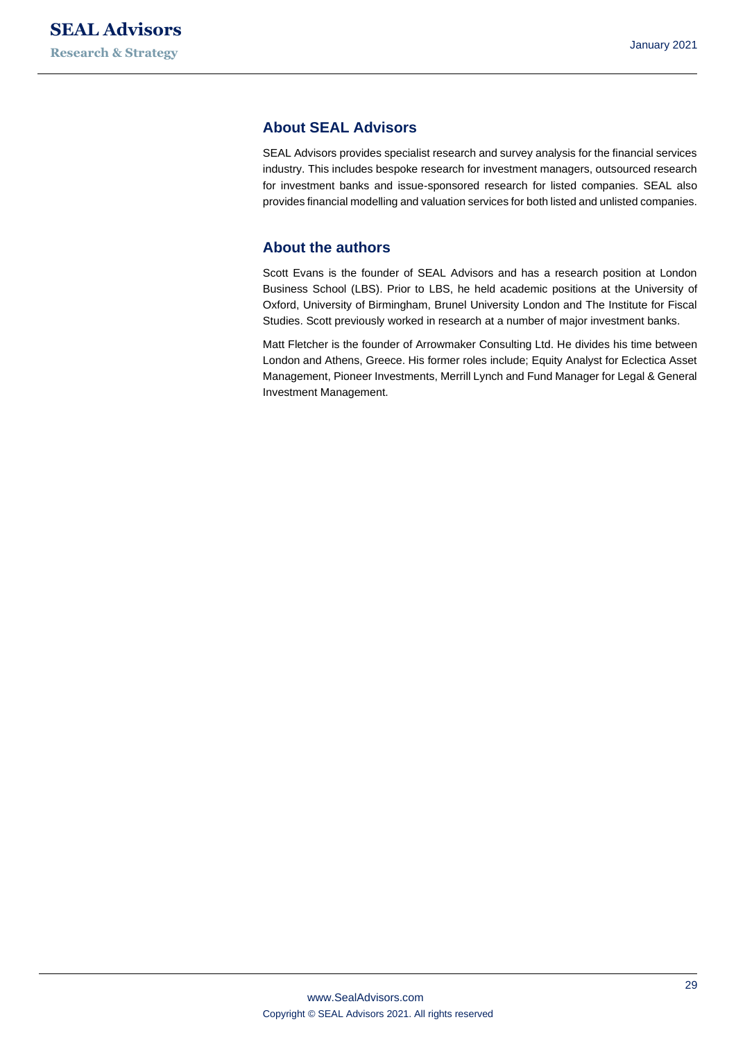## About SEAL Advisors

SEAL Advisors provides specialist research and survey analysis for the financial services industry. This includes bespoke research for investment managers, outsourced research for investment banks and issue-sponsored research for listed companies. SEAL also provides financial modelling and valuation services for both listed and unlisted companies.

## About the authors

Scott Evans is the founder of SEAL Advisors and has a research position at London Business School (LBS). Prior to LBS, he held academic positions at the University of Oxford, University of Birmingham, Brunel University London and The Institute for Fiscal Studies. Scott previously worked in research at a number of major investment banks.

Matt Fletcher is the founder of Arrowmaker Consulting Ltd. He divides his time between London and Athens, Greece. His former roles include; Equity Analyst for Eclectica Asset Management, Pioneer Investments, Merrill Lynch and Fund Manager for Legal & General Investment Management.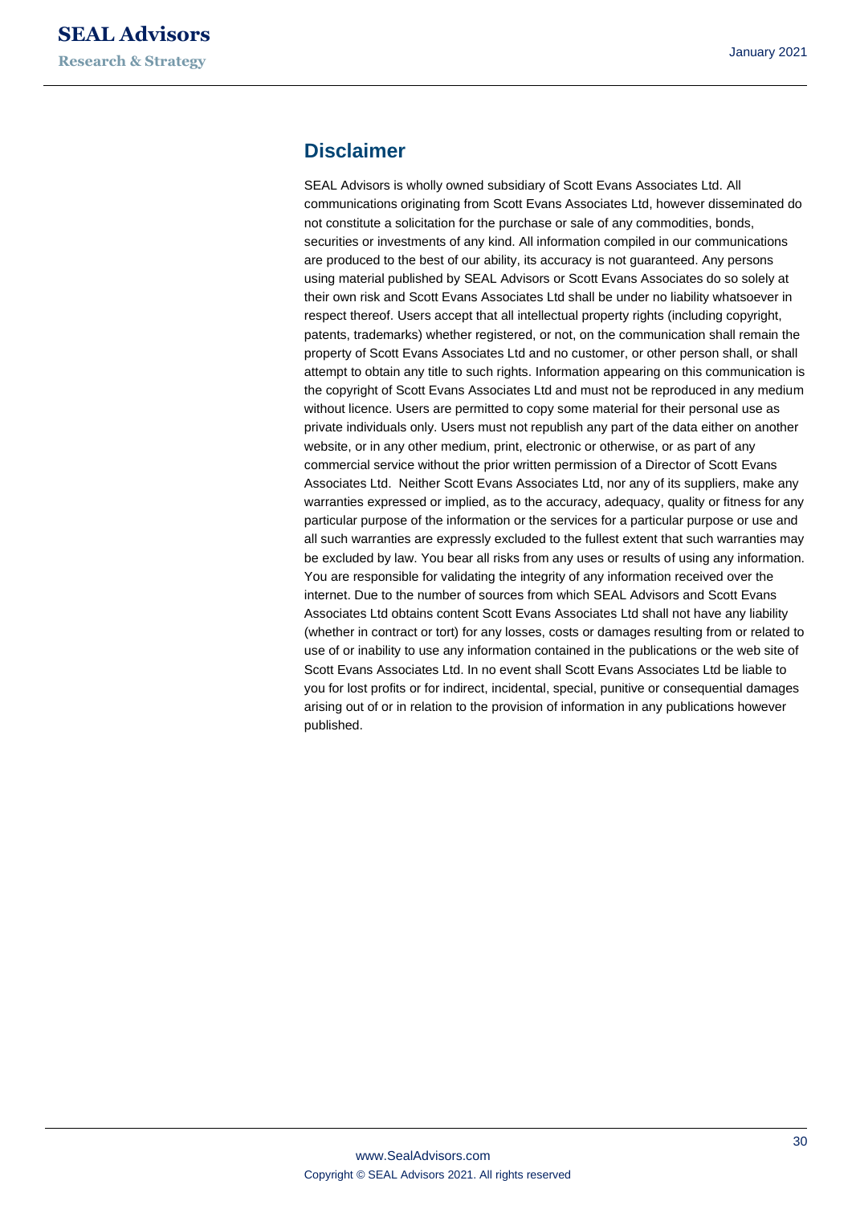## Disclaimer

SEAL Advisors is wholly owned subsidiary of Scott Evans Associates Ltd. All communications originating from Scott Evans Associates Ltd, however disseminated do not constitute a solicitation for the purchase or sale of any commodities, bonds, securities or investments of any kind. All information compiled in our communications are produced to the best of our ability, its accuracy is not guaranteed. Any persons using material published by SEAL Advisors or Scott Evans Associates do so solely at their own risk and Scott Evans Associates Ltd shall be under no liability whatsoever in respect thereof. Users accept that all intellectual property rights (including copyright, patents, trademarks) whether registered, or not, on the communication shall remain the property of Scott Evans Associates Ltd and no customer, or other person shall, or shall attempt to obtain any title to such rights. Information appearing on this communication is the copyright of Scott Evans Associates Ltd and must not be reproduced in any medium without licence. Users are permitted to copy some material for their personal use as private individuals only. Users must not republish any part of the data either on another website, or in any other medium, print, electronic or otherwise, or as part of any commercial service without the prior written permission of a Director of Scott Evans Associates Ltd. Neither Scott Evans Associates Ltd, nor any of its suppliers, make any warranties expressed or implied, as to the accuracy, adequacy, quality or fitness for any particular purpose of the information or the services for a particular purpose or use and all such warranties are expressly excluded to the fullest extent that such warranties may be excluded by law. You bear all risks from any uses or results of using any information. You are responsible for validating the integrity of any information received over the internet. Due to the number of sources from which SEAL Advisors and Scott Evans Associates Ltd obtains content Scott Evans Associates Ltd shall not have any liability (whether in contract or tort) for any losses, costs or damages resulting from or related to use of or inability to use any information contained in the publications or the web site of Scott Evans Associates Ltd. In no event shall Scott Evans Associates Ltd be liable to you for lost profits or for indirect, incidental, special, punitive or consequential damages arising out of or in relation to the provision of information in any publications however published.